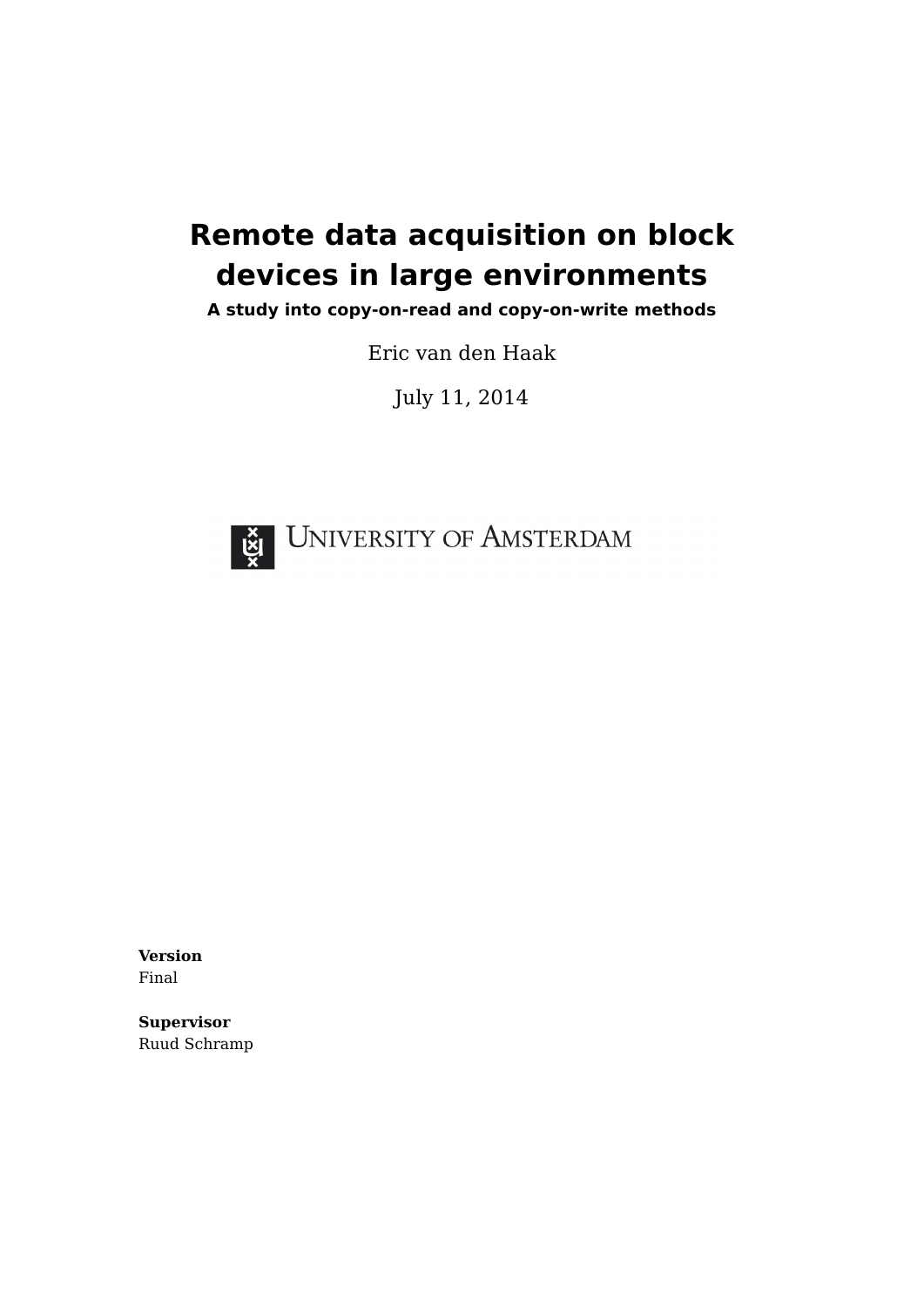# Remote data acquisition on block devices in large environments

**A study into copy-on-read and copy-on-write methods**

Eric van den Haak

July 11, 2014

UNIVERSITY OF AMSTERDAM

**Version**
Final

**Supervisor**
Ruud Schramp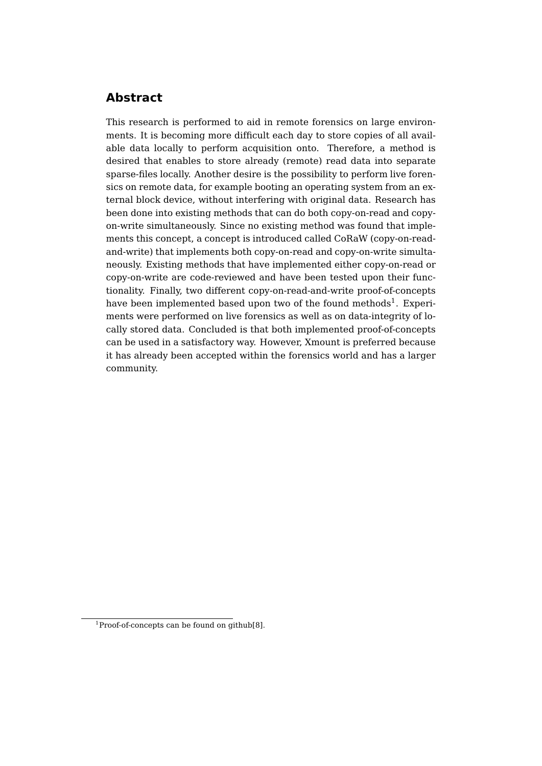## Abstract

This research is performed to aid in remote forensics on large environments. It is becoming more difficult each day to store copies of all available data locally to perform acquisition onto. Therefore, a method is desired that enables to store already (remote) read data into separate sparse-files locally. Another desire is the possibility to perform live forensics on remote data, for example booting an operating system from an external block device, without interfering with original data. Research has been done into existing methods that can do both copy-on-read and copy-on-write simultaneously. Since no existing method was found that implements this concept, a concept is introduced called CoRaW (copy-on-read-and-write) that implements both copy-on-read and copy-on-write simultaneously. Existing methods that have implemented either copy-on-read or copy-on-write are code-reviewed and have been tested upon their functionality. Finally, two different copy-on-read-and-write proof-of-concepts have been implemented based upon two of the found methods[1]. Experiments were performed on live forensics as well as on data-integrity of locally stored data. Concluded is that both implemented proof-of-concepts can be used in a satisfactory way. However, Xmount is preferred because it has already been accepted within the forensics world and has a larger community.

[1] Proof-of-concepts can be found on github[8].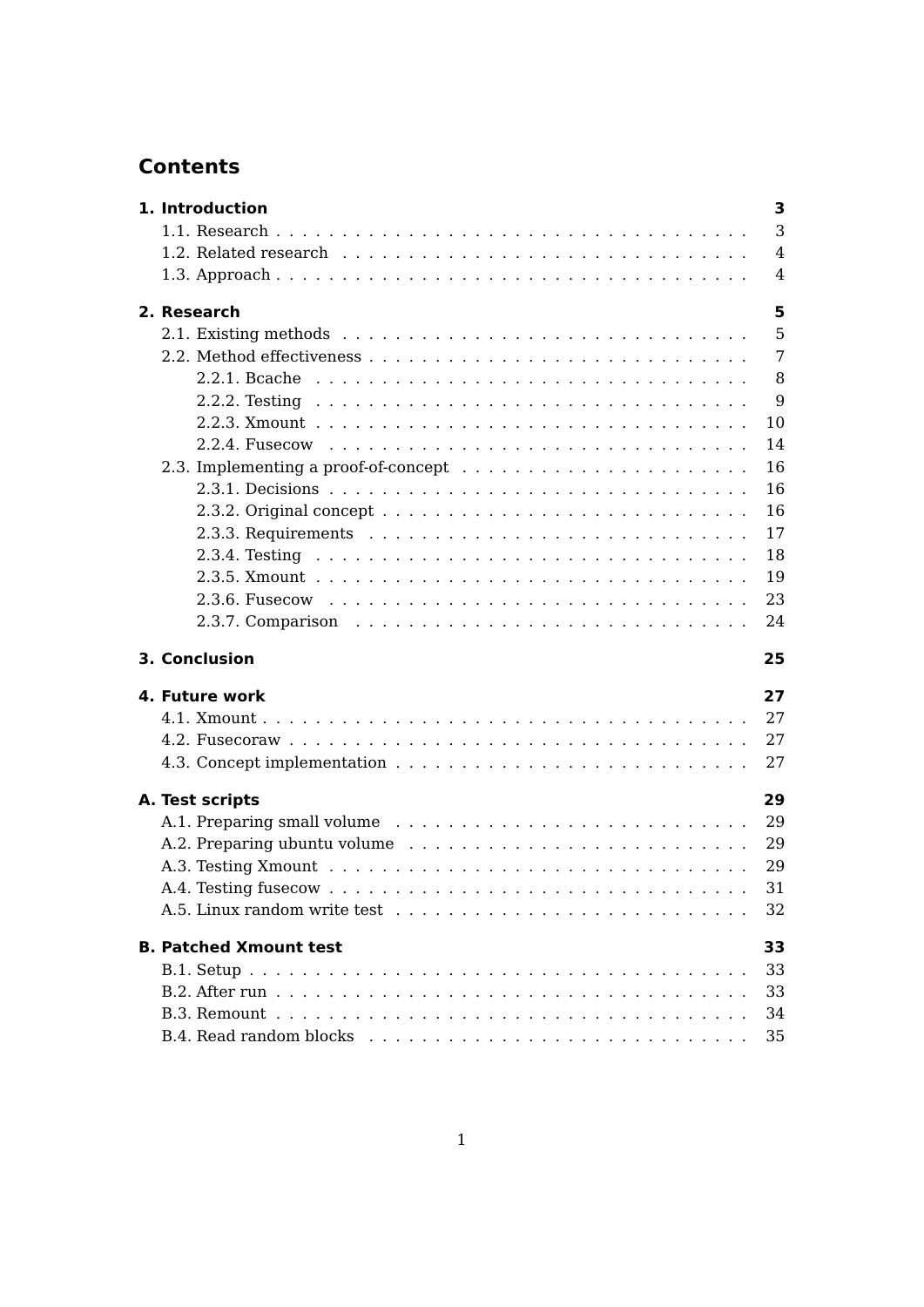# Contents

**1. Introduction** **3**
- 1.1. Research . . . . . . . . . . 3
- 1.2. Related research . . . . . . . . . . 4
- 1.3. Approach . . . . . . . . . . 4

**2. Research** **5**
- 2.1. Existing methods . . . . . . . . . . 5
- 2.2. Method effectiveness . . . . . . . . . . 7
  - 2.2.1. Bcache . . . . . . . . . . 8
  - 2.2.2. Testing . . . . . . . . . . 9
  - 2.2.3. Xmount . . . . . . . . . . 10
  - 2.2.4. Fusecow . . . . . . . . . . 14
- 2.3. Implementing a proof-of-concept . . . . . . . . . . 16
  - 2.3.1. Decisions . . . . . . . . . . 16
  - 2.3.2. Original concept . . . . . . . . . . 16
  - 2.3.3. Requirements . . . . . . . . . . 17
  - 2.3.4. Testing . . . . . . . . . . 18
  - 2.3.5. Xmount . . . . . . . . . . 19
  - 2.3.6. Fusecow . . . . . . . . . . 23
  - 2.3.7. Comparison . . . . . . . . . . 24

**3. Conclusion** **25**

**4. Future work** **27**
- 4.1. Xmount . . . . . . . . . . 27
- 4.2. Fusecoraw . . . . . . . . . . 27
- 4.3. Concept implementation . . . . . . . . . . 27

**A. Test scripts** **29**
- A.1. Preparing small volume . . . . . . . . . . 29
- A.2. Preparing ubuntu volume . . . . . . . . . . 29
- A.3. Testing Xmount . . . . . . . . . . 29
- A.4. Testing fusecow . . . . . . . . . . 31
- A.5. Linux random write test . . . . . . . . . . 32

**B. Patched Xmount test** **33**
- B.1. Setup . . . . . . . . . . 33
- B.2. After run . . . . . . . . . . 33
- B.3. Remount . . . . . . . . . . 34
- B.4. Read random blocks . . . . . . . . . . 35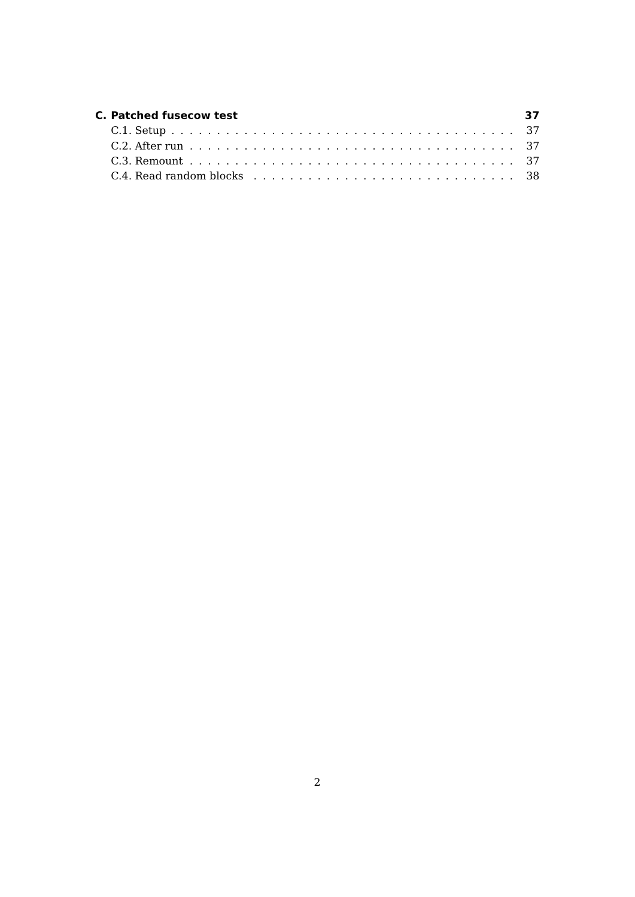**C. Patched fusecow test** **37**

C.1. Setup . . . . . . . . . . . . . . . . . . . . . . . . . . . . . . . . . . . . 37
C.2. After run . . . . . . . . . . . . . . . . . . . . . . . . . . . . . . . . . . . 37
C.3. Remount . . . . . . . . . . . . . . . . . . . . . . . . . . . . . . . . . . . 37
C.4. Read random blocks . . . . . . . . . . . . . . . . . . . . . . . . . . . . . 38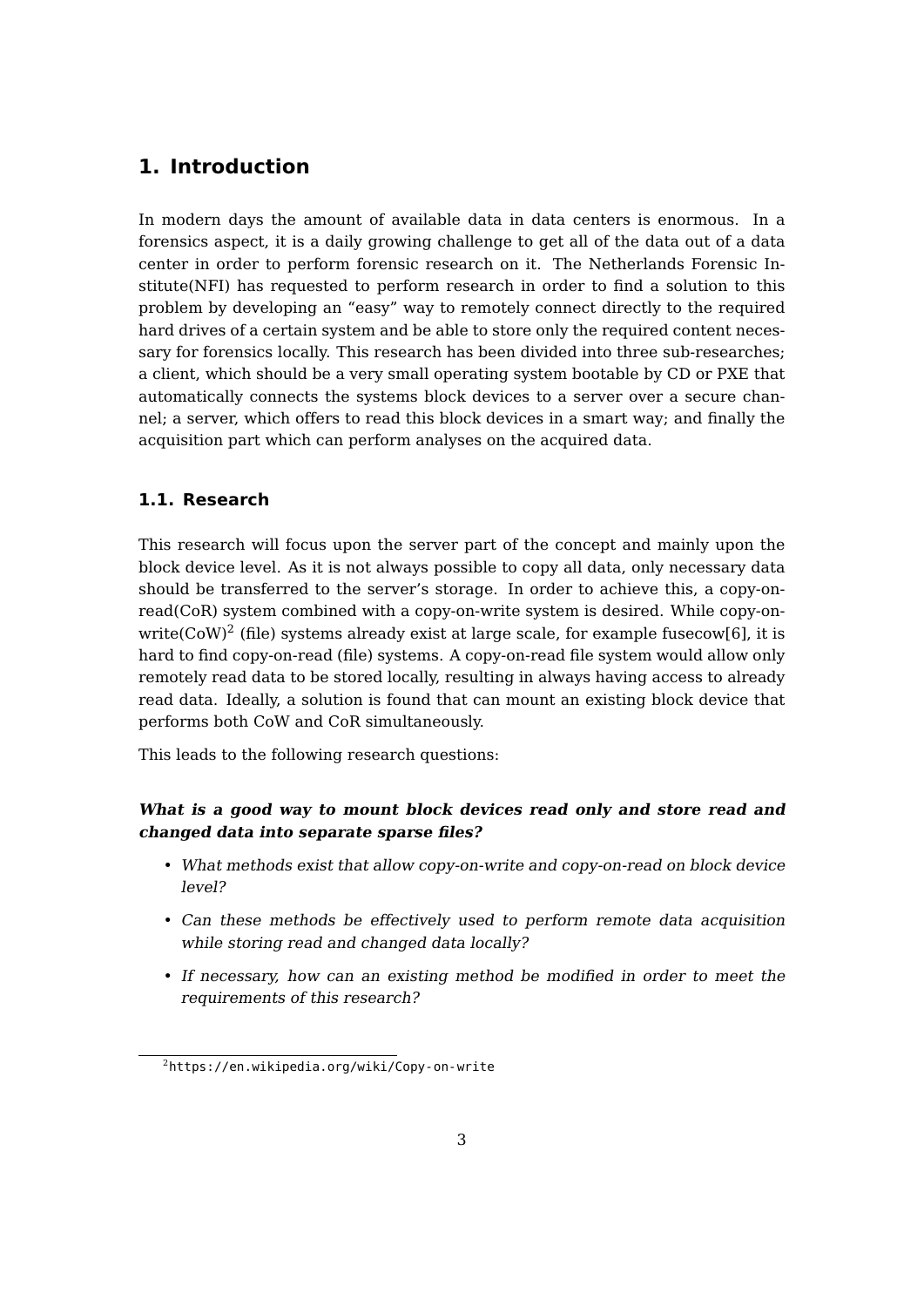# 1. Introduction

In modern days the amount of available data in data centers is enormous. In a forensics aspect, it is a daily growing challenge to get all of the data out of a data center in order to perform forensic research on it. The Netherlands Forensic Institute(NFI) has requested to perform research in order to find a solution to this problem by developing an "easy" way to remotely connect directly to the required hard drives of a certain system and be able to store only the required content necessary for forensics locally. This research has been divided into three sub-researches; a client, which should be a very small operating system bootable by CD or PXE that automatically connects the systems block devices to a server over a secure channel; a server, which offers to read this block devices in a smart way; and finally the acquisition part which can perform analyses on the acquired data.

## 1.1. Research

This research will focus upon the server part of the concept and mainly upon the block device level. As it is not always possible to copy all data, only necessary data should be transferred to the server's storage. In order to achieve this, a copy-on-read(CoR) system combined with a copy-on-write system is desired. While copy-on-write(CoW)[2] (file) systems already exist at large scale, for example fusecow[6], it is hard to find copy-on-read (file) systems. A copy-on-read file system would allow only remotely read data to be stored locally, resulting in always having access to already read data. Ideally, a solution is found that can mount an existing block device that performs both CoW and CoR simultaneously.

This leads to the following research questions:

***What is a good way to mount block devices read only and store read and changed data into separate sparse files?***

- *What methods exist that allow copy-on-write and copy-on-read on block device level?*
- *Can these methods be effectively used to perform remote data acquisition while storing read and changed data locally?*
- *If necessary, how can an existing method be modified in order to meet the requirements of this research?*

[2] https://en.wikipedia.org/wiki/Copy-on-write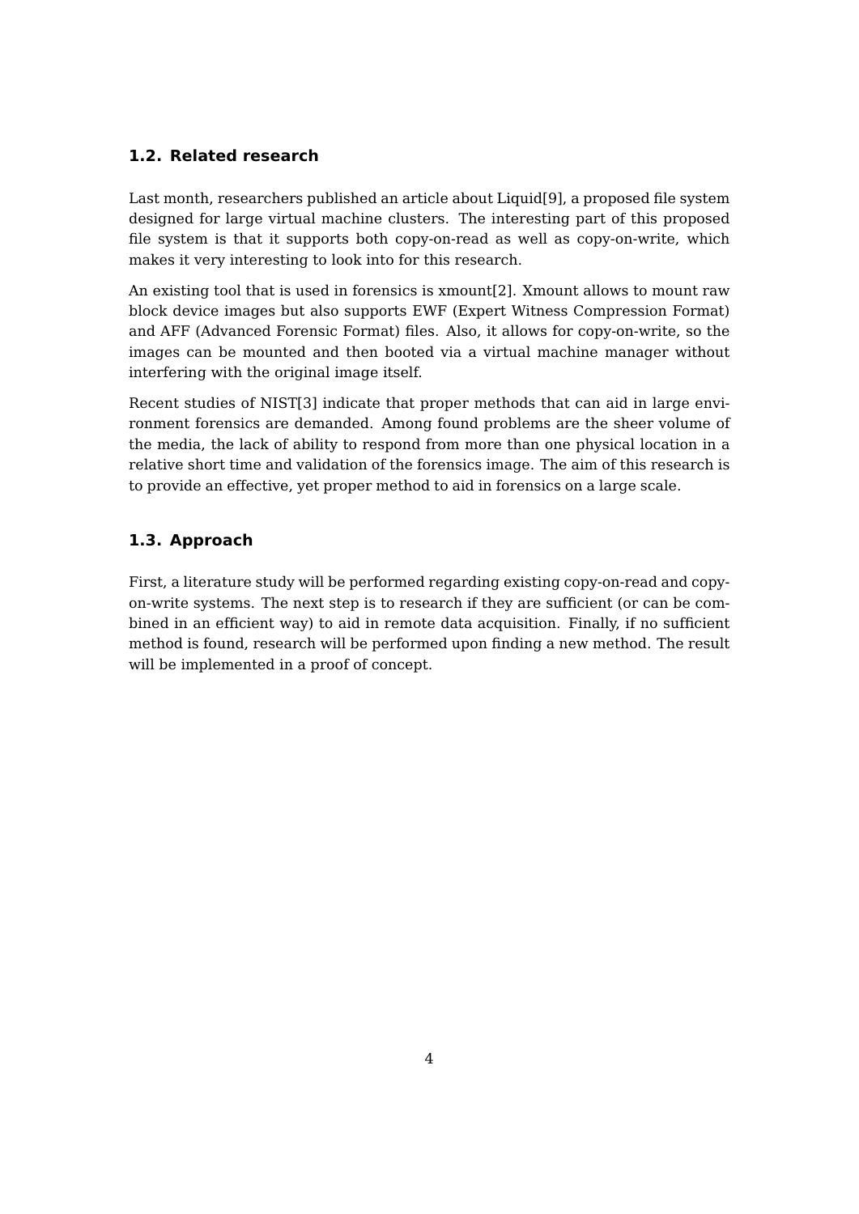## 1.2. Related research

Last month, researchers published an article about Liquid[9], a proposed file system designed for large virtual machine clusters. The interesting part of this proposed file system is that it supports both copy-on-read as well as copy-on-write, which makes it very interesting to look into for this research.

An existing tool that is used in forensics is xmount[2]. Xmount allows to mount raw block device images but also supports EWF (Expert Witness Compression Format) and AFF (Advanced Forensic Format) files. Also, it allows for copy-on-write, so the images can be mounted and then booted via a virtual machine manager without interfering with the original image itself.

Recent studies of NIST[3] indicate that proper methods that can aid in large environment forensics are demanded. Among found problems are the sheer volume of the media, the lack of ability to respond from more than one physical location in a relative short time and validation of the forensics image. The aim of this research is to provide an effective, yet proper method to aid in forensics on a large scale.

## 1.3. Approach

First, a literature study will be performed regarding existing copy-on-read and copy-on-write systems. The next step is to research if they are sufficient (or can be combined in an efficient way) to aid in remote data acquisition. Finally, if no sufficient method is found, research will be performed upon finding a new method. The result will be implemented in a proof of concept.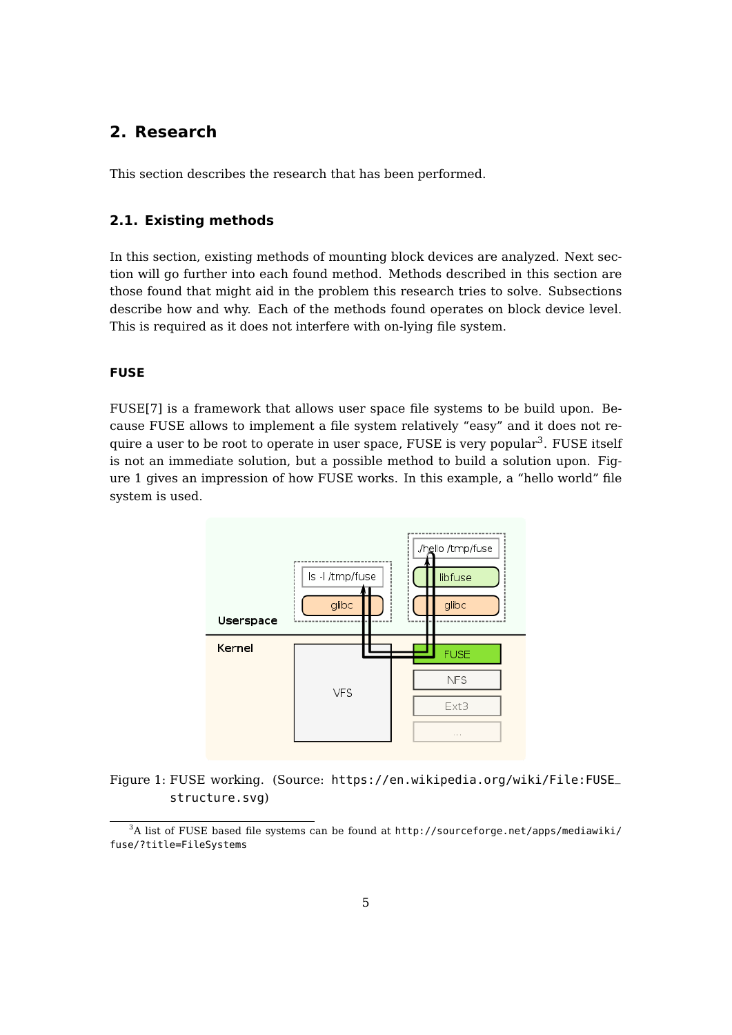## 2. Research

This section describes the research that has been performed.

### 2.1. Existing methods

In this section, existing methods of mounting block devices are analyzed. Next section will go further into each found method. Methods described in this section are those found that might aid in the problem this research tries to solve. Subsections describe how and why. Each of the methods found operates on block device level. This is required as it does not interfere with on-lying file system.

#### FUSE

FUSE[7] is a framework that allows user space file systems to be build upon. Because FUSE allows to implement a file system relatively "easy" and it does not require a user to be root to operate in user space, FUSE is very popular[3]. FUSE itself is not an immediate solution, but a possible method to build a solution upon. Figure 1 gives an impression of how FUSE works. In this example, a "hello world" file system is used.

Figure 1: FUSE working. (Source: `https://en.wikipedia.org/wiki/File:FUSE_structure.svg`)

[3] A list of FUSE based file systems can be found at `http://sourceforge.net/apps/mediawiki/fuse/?title=FileSystems`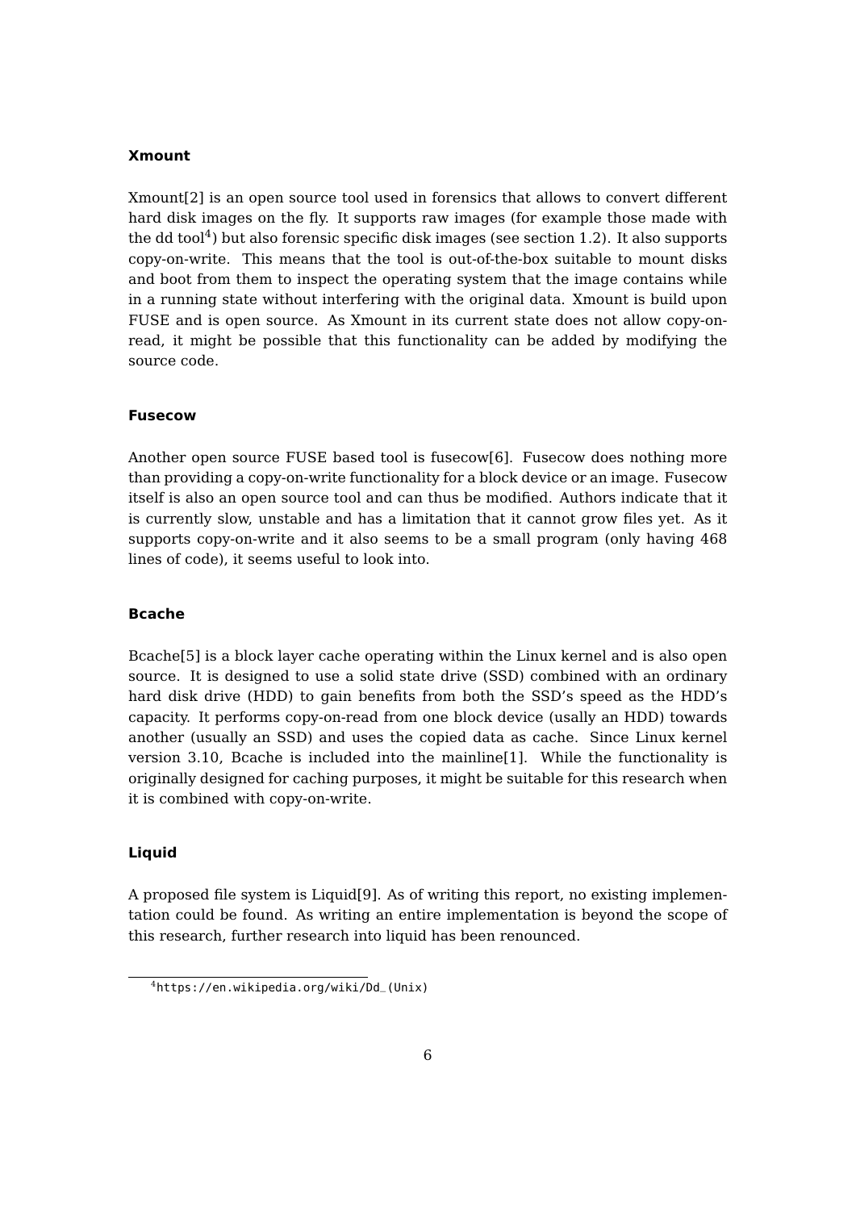#### Xmount

Xmount[2] is an open source tool used in forensics that allows to convert different hard disk images on the fly. It supports raw images (for example those made with the dd tool[4]) but also forensic specific disk images (see section 1.2). It also supports copy-on-write. This means that the tool is out-of-the-box suitable to mount disks and boot from them to inspect the operating system that the image contains while in a running state without interfering with the original data. Xmount is build upon FUSE and is open source. As Xmount in its current state does not allow copy-on-read, it might be possible that this functionality can be added by modifying the source code.

#### Fusecow

Another open source FUSE based tool is fusecow[6]. Fusecow does nothing more than providing a copy-on-write functionality for a block device or an image. Fusecow itself is also an open source tool and can thus be modified. Authors indicate that it is currently slow, unstable and has a limitation that it cannot grow files yet. As it supports copy-on-write and it also seems to be a small program (only having 468 lines of code), it seems useful to look into.

#### Bcache

Bcache[5] is a block layer cache operating within the Linux kernel and is also open source. It is designed to use a solid state drive (SSD) combined with an ordinary hard disk drive (HDD) to gain benefits from both the SSD's speed as the HDD's capacity. It performs copy-on-read from one block device (usally an HDD) towards another (usually an SSD) and uses the copied data as cache. Since Linux kernel version 3.10, Bcache is included into the mainline[1]. While the functionality is originally designed for caching purposes, it might be suitable for this research when it is combined with copy-on-write.

#### Liquid

A proposed file system is Liquid[9]. As of writing this report, no existing implementation could be found. As writing an entire implementation is beyond the scope of this research, further research into liquid has been renounced.

[4] https://en.wikipedia.org/wiki/Dd_(Unix)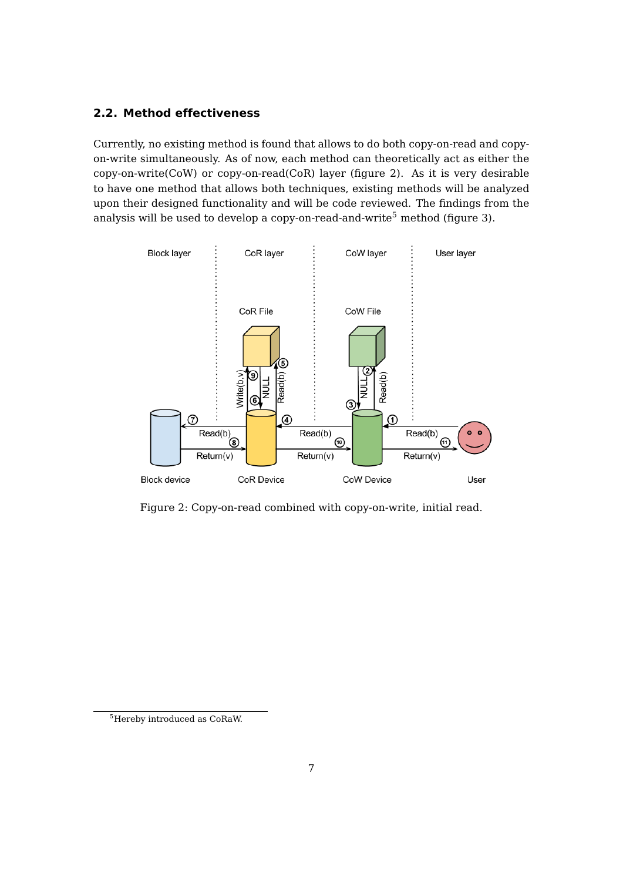### 2.2. Method effectiveness

Currently, no existing method is found that allows to do both copy-on-read and copy-on-write simultaneously. As of now, each method can theoretically act as either the copy-on-write(CoW) or copy-on-read(CoR) layer (figure 2). As it is very desirable to have one method that allows both techniques, existing methods will be analyzed upon their designed functionality and will be code reviewed. The findings from the analysis will be used to develop a copy-on-read-and-write[5] method (figure 3).

Figure 2: Copy-on-read combined with copy-on-write, initial read.

[5] Hereby introduced as CoRaW.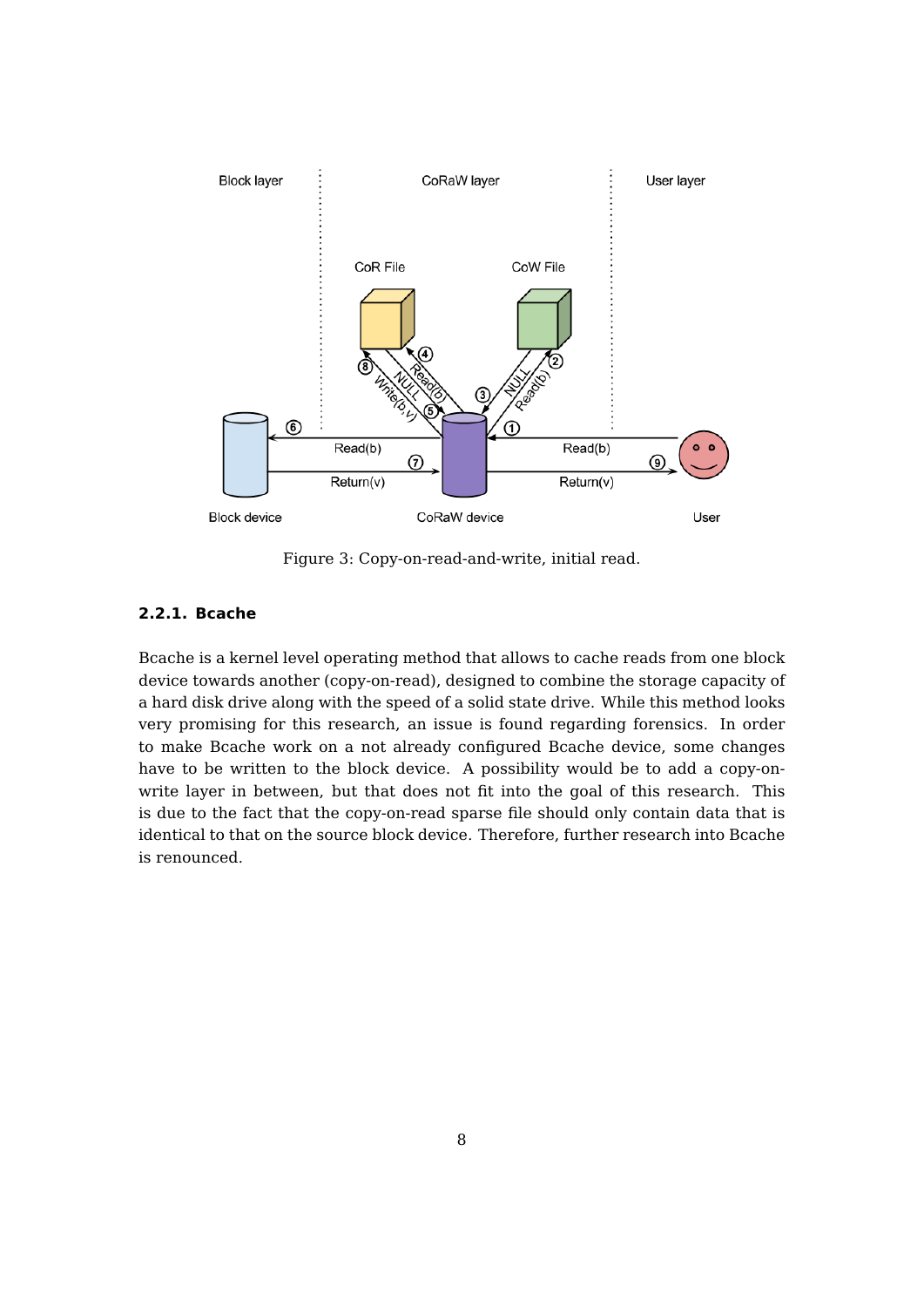Figure 3: Copy-on-read-and-write, initial read.

### 2.2.1. Bcache

Bcache is a kernel level operating method that allows to cache reads from one block device towards another (copy-on-read), designed to combine the storage capacity of a hard disk drive along with the speed of a solid state drive. While this method looks very promising for this research, an issue is found regarding forensics. In order to make Bcache work on a not already configured Bcache device, some changes have to be written to the block device. A possibility would be to add a copy-on-write layer in between, but that does not fit into the goal of this research. This is due to the fact that the copy-on-read sparse file should only contain data that is identical to that on the source block device. Therefore, further research into Bcache is renounced.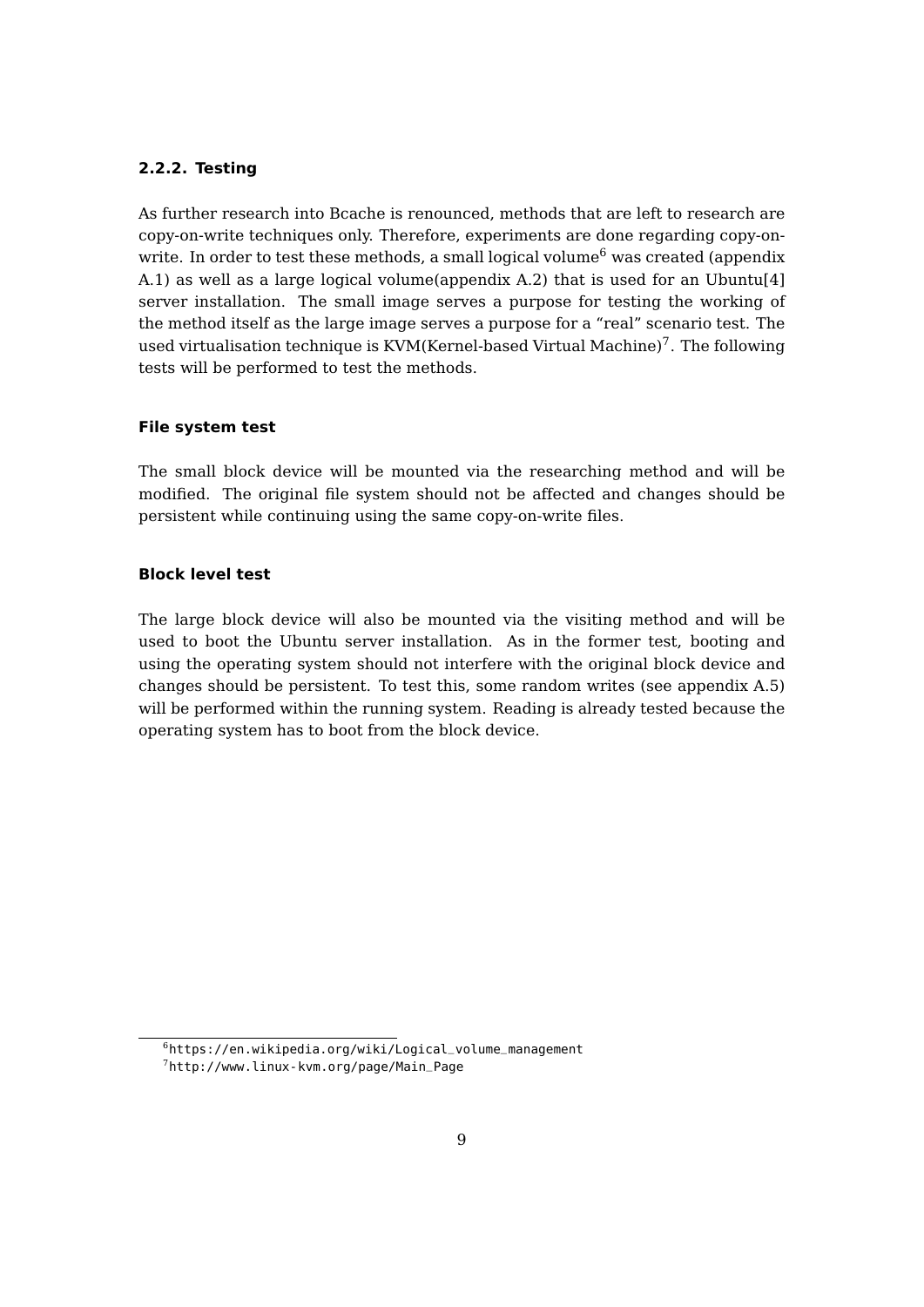### 2.2.2. Testing

As further research into Bcache is renounced, methods that are left to research are copy-on-write techniques only. Therefore, experiments are done regarding copy-on-write. In order to test these methods, a small logical volume[6] was created (appendix A.1) as well as a large logical volume(appendix A.2) that is used for an Ubuntu[4] server installation. The small image serves a purpose for testing the working of the method itself as the large image serves a purpose for a "real" scenario test. The used virtualisation technique is KVM(Kernel-based Virtual Machine)[7]. The following tests will be performed to test the methods.

#### File system test

The small block device will be mounted via the researching method and will be modified. The original file system should not be affected and changes should be persistent while continuing using the same copy-on-write files.

#### Block level test

The large block device will also be mounted via the visiting method and will be used to boot the Ubuntu server installation. As in the former test, booting and using the operating system should not interfere with the original block device and changes should be persistent. To test this, some random writes (see appendix A.5) will be performed within the running system. Reading is already tested because the operating system has to boot from the block device.

[6] https://en.wikipedia.org/wiki/Logical_volume_management

[7] http://www.linux-kvm.org/page/Main_Page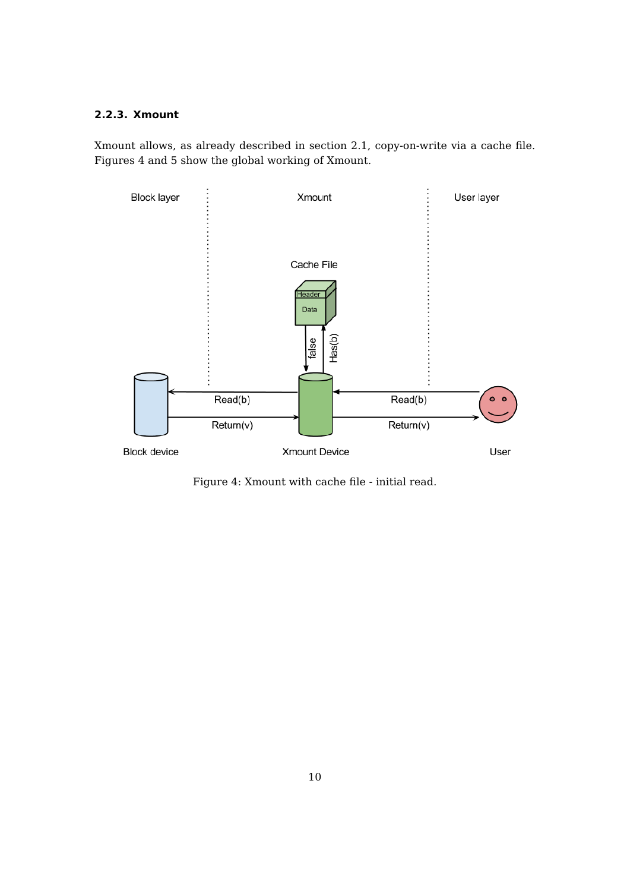### 2.2.3. Xmount

Xmount allows, as already described in section 2.1, copy-on-write via a cache file. Figures 4 and 5 show the global working of Xmount.

Figure 4: Xmount with cache file - initial read.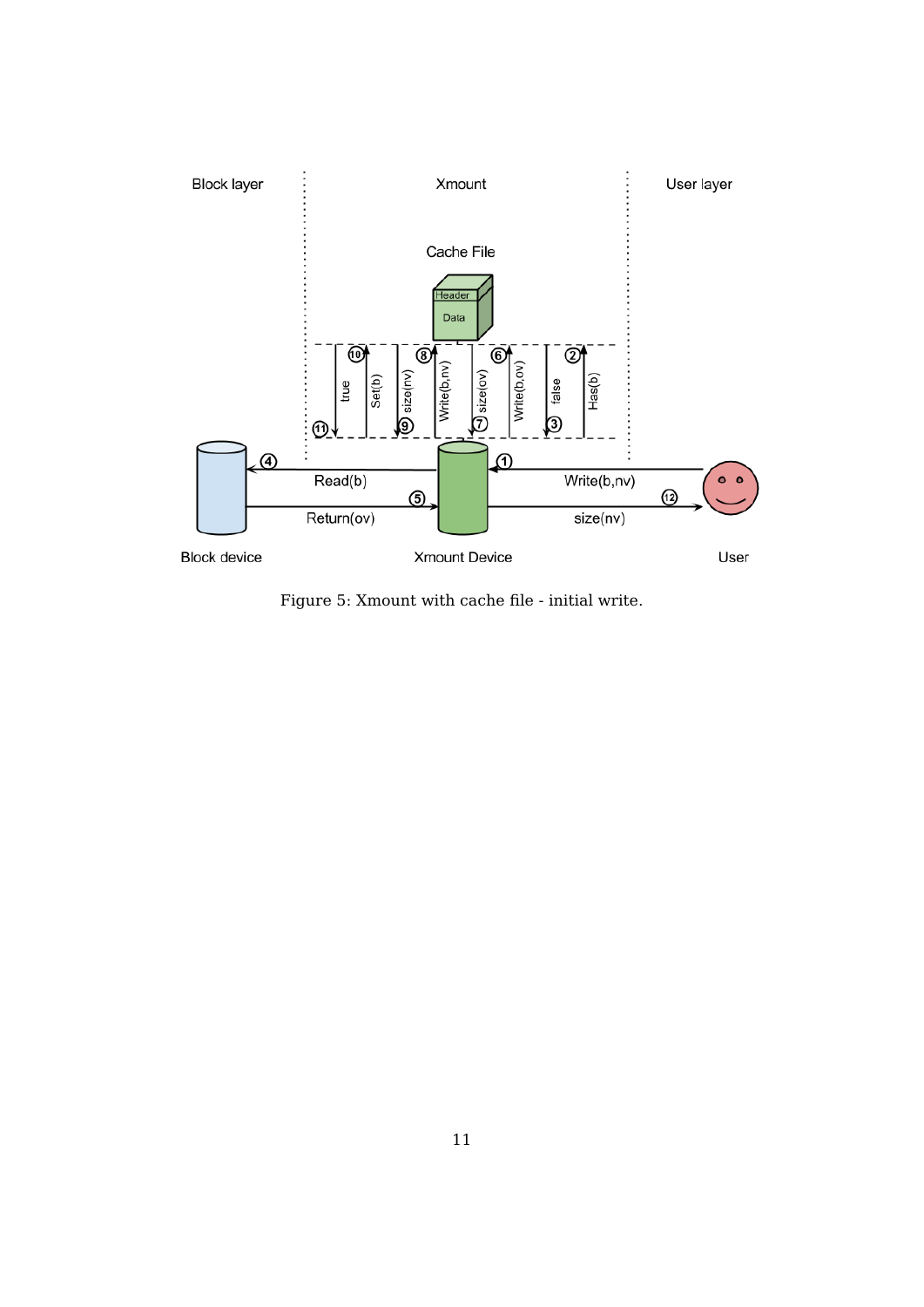Figure 5: Xmount with cache file - initial write.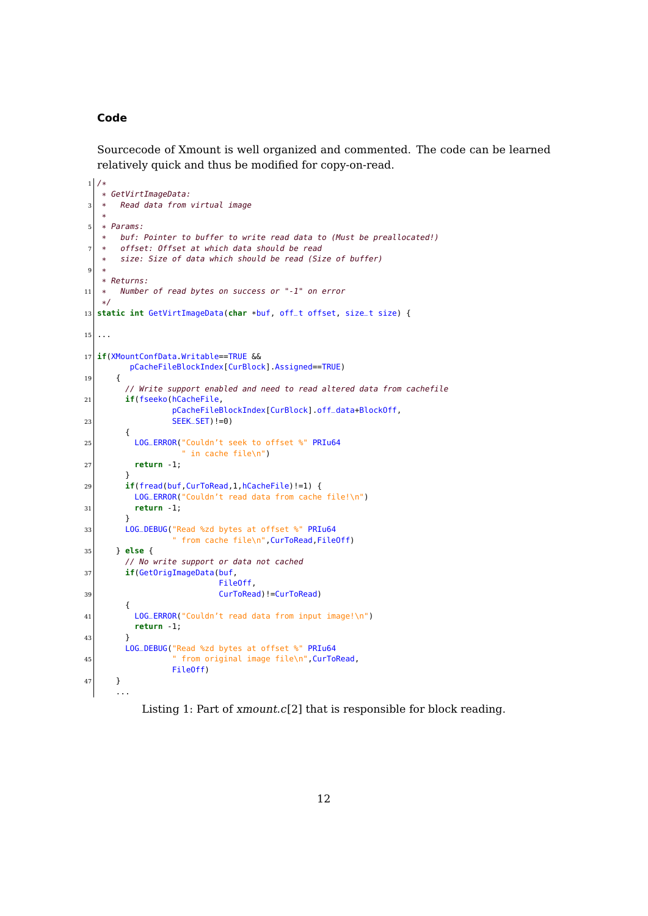#### Code

Sourcecode of Xmount is well organized and commented. The code can be learned relatively quick and thus be modified for copy-on-read.

```c
/*
 * GetVirtImageData:
 *   Read data from virtual image
 *
 * Params:
 *   buf: Pointer to buffer to write read data to (Must be preallocated!)
 *   offset: Offset at which data should be read
 *   size: Size of data which should be read (Size of buffer)
 *
 * Returns:
 *   Number of read bytes on success or "-1" on error
 */
static int GetVirtImageData(char *buf, off_t offset, size_t size) {

...

if(XMountConfData.Writable==TRUE &&
       pCacheFileBlockIndex[CurBlock].Assigned==TRUE)
    {
      // Write support enabled and need to read altered data from cachefile
      if(fseeko(hCacheFile,
                pCacheFileBlockIndex[CurBlock].off_data+BlockOff,
                SEEK_SET)!=0)
      {
        LOG_ERROR("Couldn't seek to offset %" PRIu64
                  " in cache file\n")
        return -1;
      }
      if(fread(buf,CurToRead,1,hCacheFile)!=1) {
        LOG_ERROR("Couldn't read data from cache file!\n")
        return -1;
      }
      LOG_DEBUG("Read %zd bytes at offset %" PRIu64
                " from cache file\n",CurToRead,FileOff)
    } else {
      // No write support or data not cached
      if(GetOrigImageData(buf,
                          FileOff,
                          CurToRead)!=CurToRead)
      {
        LOG_ERROR("Couldn't read data from input image!\n")
        return -1;
      }
      LOG_DEBUG("Read %zd bytes at offset %" PRIu64
                " from original image file\n",CurToRead,
                FileOff)
    }
    ...
```

Listing 1: Part of *xmount.c*[2] that is responsible for block reading.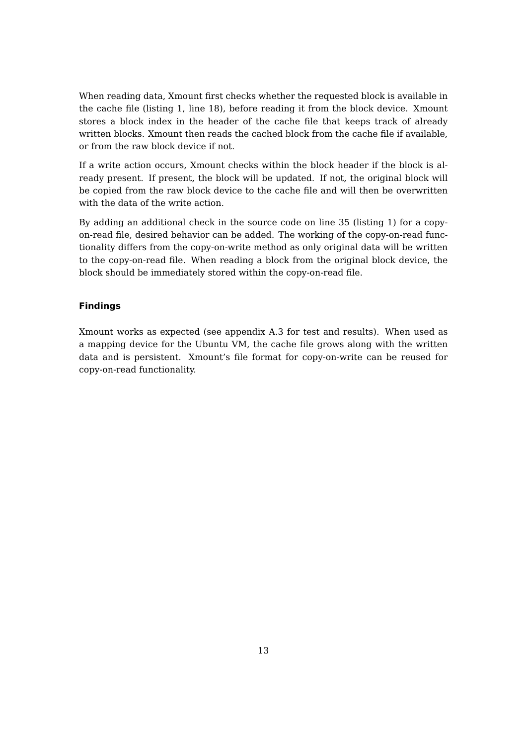When reading data, Xmount first checks whether the requested block is available in the cache file (listing 1, line 18), before reading it from the block device. Xmount stores a block index in the header of the cache file that keeps track of already written blocks. Xmount then reads the cached block from the cache file if available, or from the raw block device if not.

If a write action occurs, Xmount checks within the block header if the block is already present. If present, the block will be updated. If not, the original block will be copied from the raw block device to the cache file and will then be overwritten with the data of the write action.

By adding an additional check in the source code on line 35 (listing 1) for a copy-on-read file, desired behavior can be added. The working of the copy-on-read functionality differs from the copy-on-write method as only original data will be written to the copy-on-read file. When reading a block from the original block device, the block should be immediately stored within the copy-on-read file.

#### Findings

Xmount works as expected (see appendix A.3 for test and results). When used as a mapping device for the Ubuntu VM, the cache file grows along with the written data and is persistent. Xmount's file format for copy-on-write can be reused for copy-on-read functionality.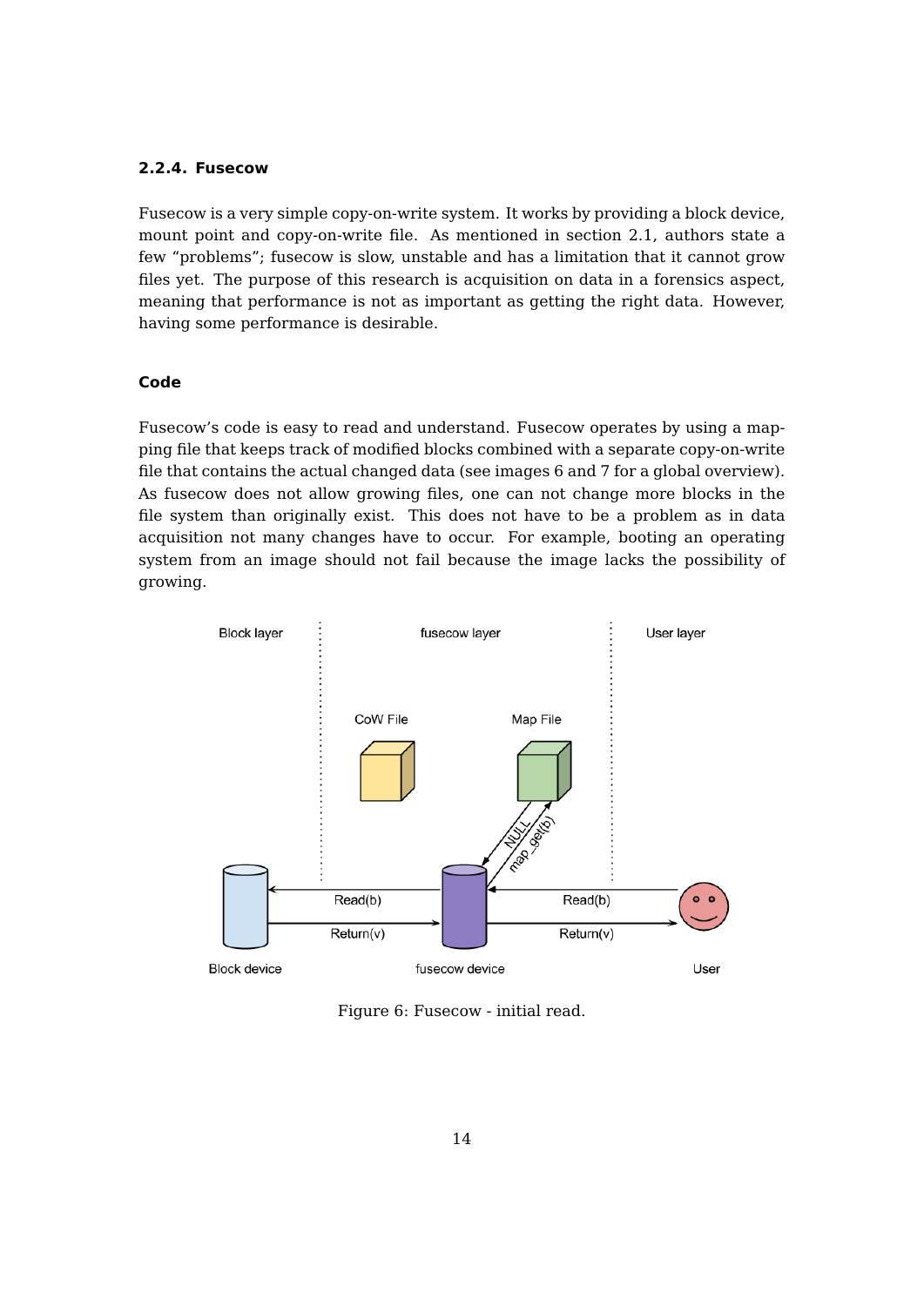### 2.2.4. Fusecow

Fusecow is a very simple copy-on-write system. It works by providing a block device, mount point and copy-on-write file. As mentioned in section 2.1, authors state a few “problems”; fusecow is slow, unstable and has a limitation that it cannot grow files yet. The purpose of this research is acquisition on data in a forensics aspect, meaning that performance is not as important as getting the right data. However, having some performance is desirable.

#### Code

Fusecow’s code is easy to read and understand. Fusecow operates by using a mapping file that keeps track of modified blocks combined with a separate copy-on-write file that contains the actual changed data (see images 6 and 7 for a global overview). As fusecow does not allow growing files, one can not change more blocks in the file system than originally exist. This does not have to be a problem as in data acquisition not many changes have to occur. For example, booting an operating system from an image should not fail because the image lacks the possibility of growing.

Figure 6: Fusecow - initial read.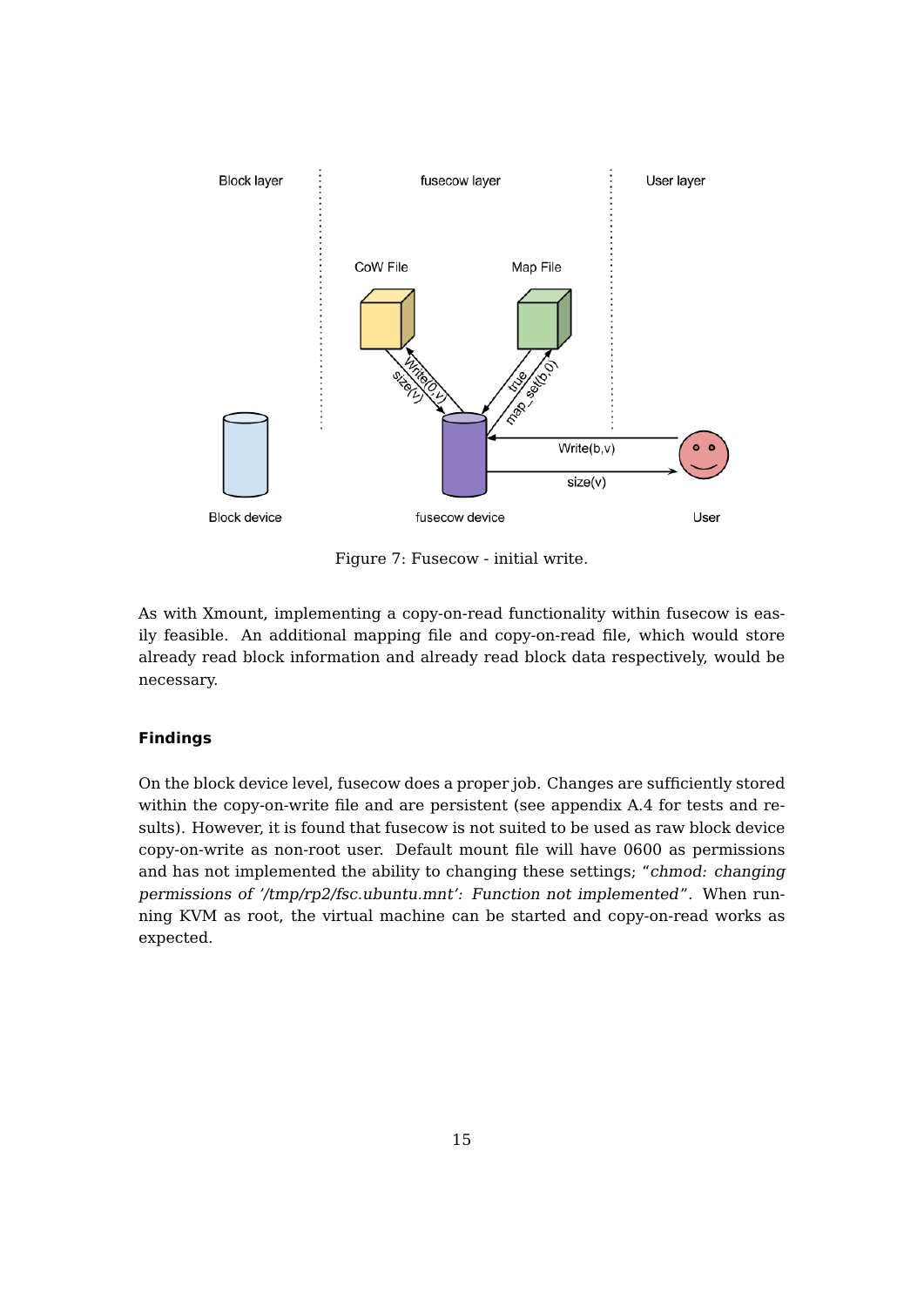Figure 7: Fusecow - initial write.

As with Xmount, implementing a copy-on-read functionality within fusecow is easily feasible. An additional mapping file and copy-on-read file, which would store already read block information and already read block data respectively, would be necessary.

**Findings**

On the block device level, fusecow does a proper job. Changes are sufficiently stored within the copy-on-write file and are persistent (see appendix A.4 for tests and results). However, it is found that fusecow is not suited to be used as raw block device copy-on-write as non-root user. Default mount file will have 0600 as permissions and has not implemented the ability to changing these settings; "*chmod: changing permissions of '/tmp/rp2/fsc.ubuntu.mnt': Function not implemented*". When running KVM as root, the virtual machine can be started and copy-on-read works as expected.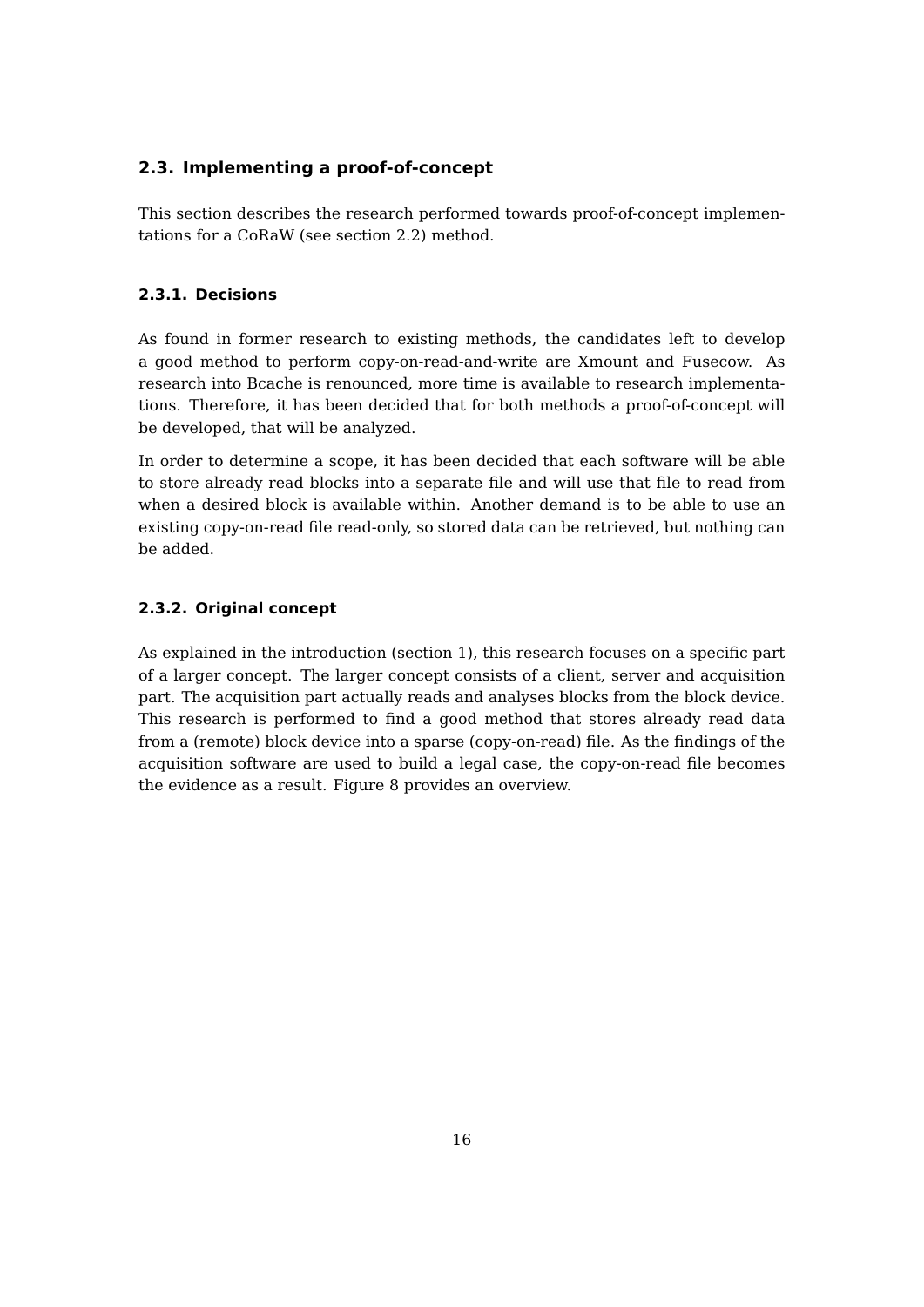## 2.3. Implementing a proof-of-concept

This section describes the research performed towards proof-of-concept implementations for a CoRaW (see section 2.2) method.

### 2.3.1. Decisions

As found in former research to existing methods, the candidates left to develop a good method to perform copy-on-read-and-write are Xmount and Fusecow. As research into Bcache is renounced, more time is available to research implementations. Therefore, it has been decided that for both methods a proof-of-concept will be developed, that will be analyzed.

In order to determine a scope, it has been decided that each software will be able to store already read blocks into a separate file and will use that file to read from when a desired block is available within. Another demand is to be able to use an existing copy-on-read file read-only, so stored data can be retrieved, but nothing can be added.

### 2.3.2. Original concept

As explained in the introduction (section 1), this research focuses on a specific part of a larger concept. The larger concept consists of a client, server and acquisition part. The acquisition part actually reads and analyses blocks from the block device. This research is performed to find a good method that stores already read data from a (remote) block device into a sparse (copy-on-read) file. As the findings of the acquisition software are used to build a legal case, the copy-on-read file becomes the evidence as a result. Figure 8 provides an overview.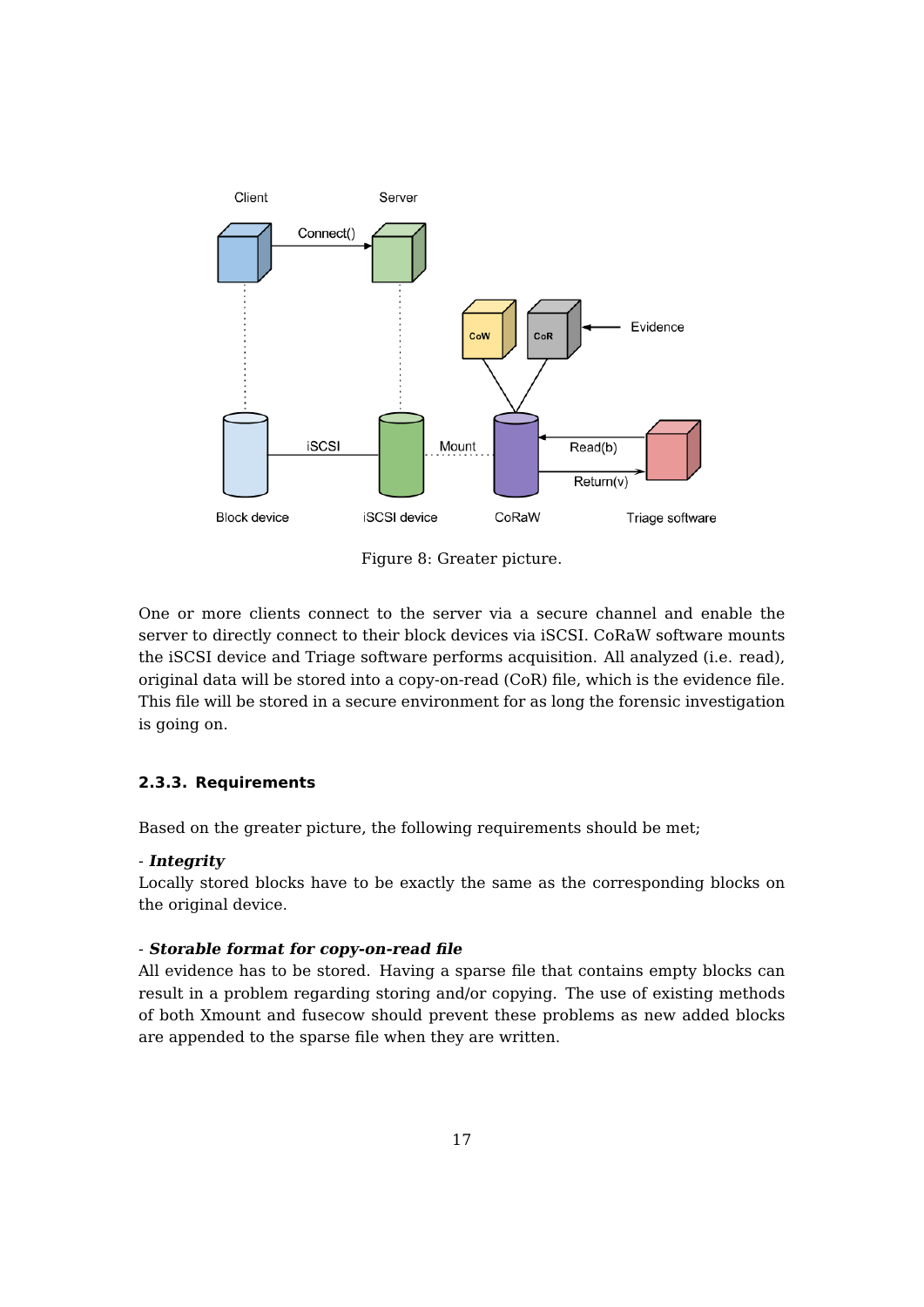Figure 8: Greater picture.

One or more clients connect to the server via a secure channel and enable the server to directly connect to their block devices via iSCSI. CoRaW software mounts the iSCSI device and Triage software performs acquisition. All analyzed (i.e. read), original data will be stored into a copy-on-read (CoR) file, which is the evidence file. This file will be stored in a secure environment for as long the forensic investigation is going on.

### 2.3.3. Requirements

Based on the greater picture, the following requirements should be met;

- ***Integrity***
Locally stored blocks have to be exactly the same as the corresponding blocks on the original device.

- ***Storable format for copy-on-read file***
All evidence has to be stored. Having a sparse file that contains empty blocks can result in a problem regarding storing and/or copying. The use of existing methods of both Xmount and fusecow should prevent these problems as new added blocks are appended to the sparse file when they are written.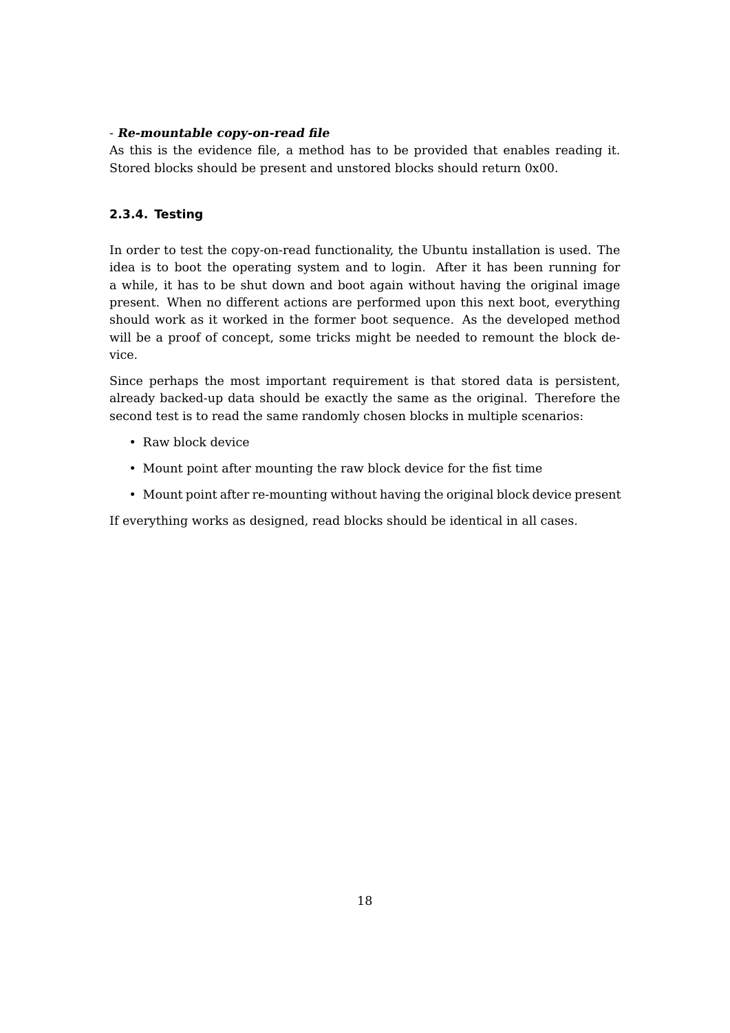- ***Re-mountable copy-on-read file***

As this is the evidence file, a method has to be provided that enables reading it. Stored blocks should be present and unstored blocks should return 0x00.

### 2.3.4. Testing

In order to test the copy-on-read functionality, the Ubuntu installation is used. The idea is to boot the operating system and to login. After it has been running for a while, it has to be shut down and boot again without having the original image present. When no different actions are performed upon this next boot, everything should work as it worked in the former boot sequence. As the developed method will be a proof of concept, some tricks might be needed to remount the block device.

Since perhaps the most important requirement is that stored data is persistent, already backed-up data should be exactly the same as the original. Therefore the second test is to read the same randomly chosen blocks in multiple scenarios:

- Raw block device
- Mount point after mounting the raw block device for the fist time
- Mount point after re-mounting without having the original block device present

If everything works as designed, read blocks should be identical in all cases.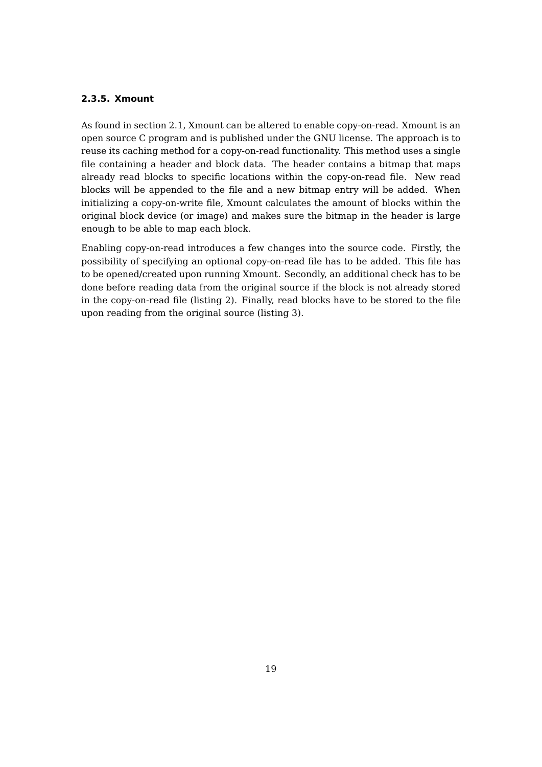### 2.3.5. Xmount

As found in section 2.1, Xmount can be altered to enable copy-on-read. Xmount is an open source C program and is published under the GNU license. The approach is to reuse its caching method for a copy-on-read functionality. This method uses a single file containing a header and block data. The header contains a bitmap that maps already read blocks to specific locations within the copy-on-read file. New read blocks will be appended to the file and a new bitmap entry will be added. When initializing a copy-on-write file, Xmount calculates the amount of blocks within the original block device (or image) and makes sure the bitmap in the header is large enough to be able to map each block.

Enabling copy-on-read introduces a few changes into the source code. Firstly, the possibility of specifying an optional copy-on-read file has to be added. This file has to be opened/created upon running Xmount. Secondly, an additional check has to be done before reading data from the original source if the block is not already stored in the copy-on-read file (listing 2). Finally, read blocks have to be stored to the file upon reading from the original source (listing 3).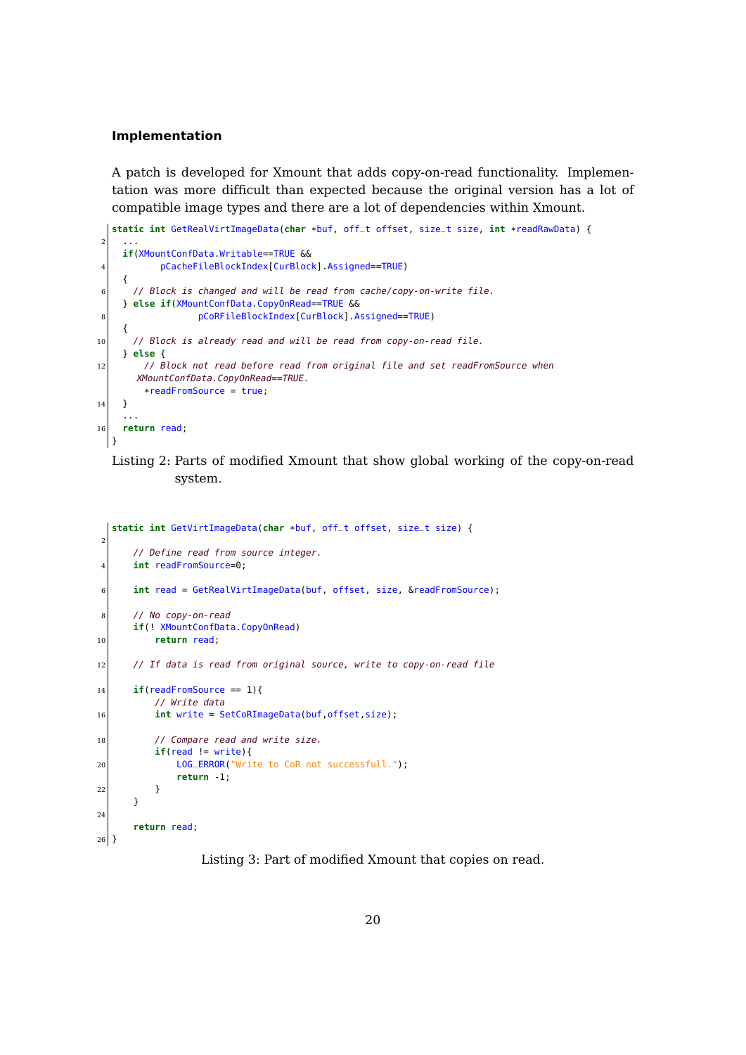### Implementation

A patch is developed for Xmount that adds copy-on-read functionality. Implementation was more difficult than expected because the original version has a lot of compatible image types and there are a lot of dependencies within Xmount.

```
static int GetRealVirtImageData(char *buf, off_t offset, size_t size, int *readRawData) {
  ...
  if(XMountConfData.Writable==TRUE &&
        pCacheFileBlockIndex[CurBlock].Assigned==TRUE)
  {
    // Block is changed and will be read from cache/copy-on-write file.
  } else if(XMountConfData.CopyOnRead==TRUE &&
               pCoRFileBlockIndex[CurBlock].Assigned==TRUE)
  {
    // Block is already read and will be read from copy-on-read file.
  } else {
      // Block not read before read from original file and set readFromSource when
    XMountConfData.CopyOnRead==TRUE.
      *readFromSource = true;
  }
  ...
  return read;
}
```

Listing 2: Parts of modified Xmount that show global working of the copy-on-read system.

```
static int GetVirtImageData(char *buf, off_t offset, size_t size) {

    // Define read from source integer.
    int readFromSource=0;

    int read = GetRealVirtImageData(buf, offset, size, &readFromSource);

    // No copy-on-read
    if(! XMountConfData.CopyOnRead)
        return read;

    // If data is read from original source, write to copy-on-read file

    if(readFromSource == 1){
        // Write data
        int write = SetCoRImageData(buf,offset,size);

        // Compare read and write size.
        if(read != write){
            LOG_ERROR("Write to CoR not successfull.");
            return -1;
        }
    }

    return read;
}
```

Listing 3: Part of modified Xmount that copies on read.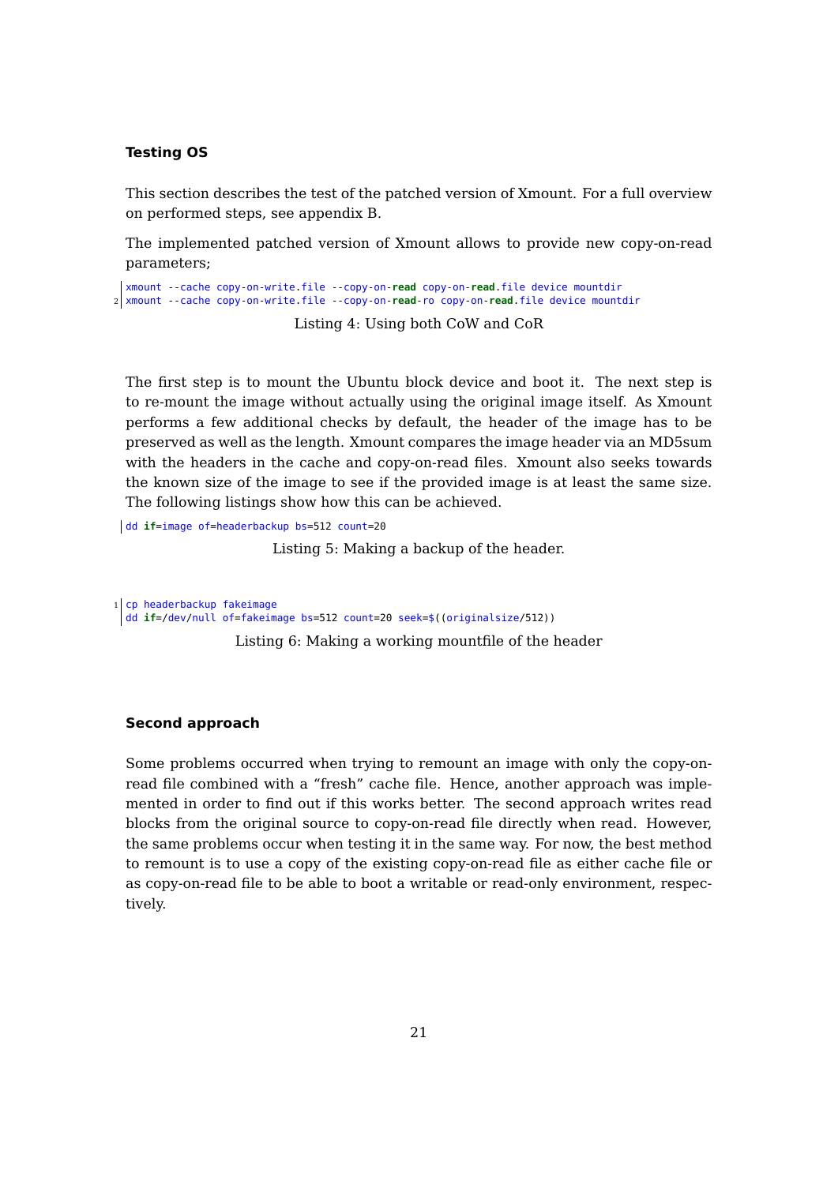### Testing OS

This section describes the test of the patched version of Xmount. For a full overview on performed steps, see appendix B.

The implemented patched version of Xmount allows to provide new copy-on-read parameters;

```
xmount --cache copy-on-write.file --copy-on-read copy-on-read.file device mountdir
xmount --cache copy-on-write.file --copy-on-read-ro copy-on-read.file device mountdir
```

Listing 4: Using both CoW and CoR

The first step is to mount the Ubuntu block device and boot it. The next step is to re-mount the image without actually using the original image itself. As Xmount performs a few additional checks by default, the header of the image has to be preserved as well as the length. Xmount compares the image header via an MD5sum with the headers in the cache and copy-on-read files. Xmount also seeks towards the known size of the image to see if the provided image is at least the same size. The following listings show how this can be achieved.

```
dd if=image of=headerbackup bs=512 count=20
```

Listing 5: Making a backup of the header.

```
cp headerbackup fakeimage
dd if=/dev/null of=fakeimage bs=512 count=20 seek=$((originalsize/512))
```

Listing 6: Making a working mountfile of the header

### Second approach

Some problems occurred when trying to remount an image with only the copy-on-read file combined with a "fresh" cache file. Hence, another approach was implemented in order to find out if this works better. The second approach writes read blocks from the original source to copy-on-read file directly when read. However, the same problems occur when testing it in the same way. For now, the best method to remount is to use a copy of the existing copy-on-read file as either cache file or as copy-on-read file to be able to boot a writable or read-only environment, respectively.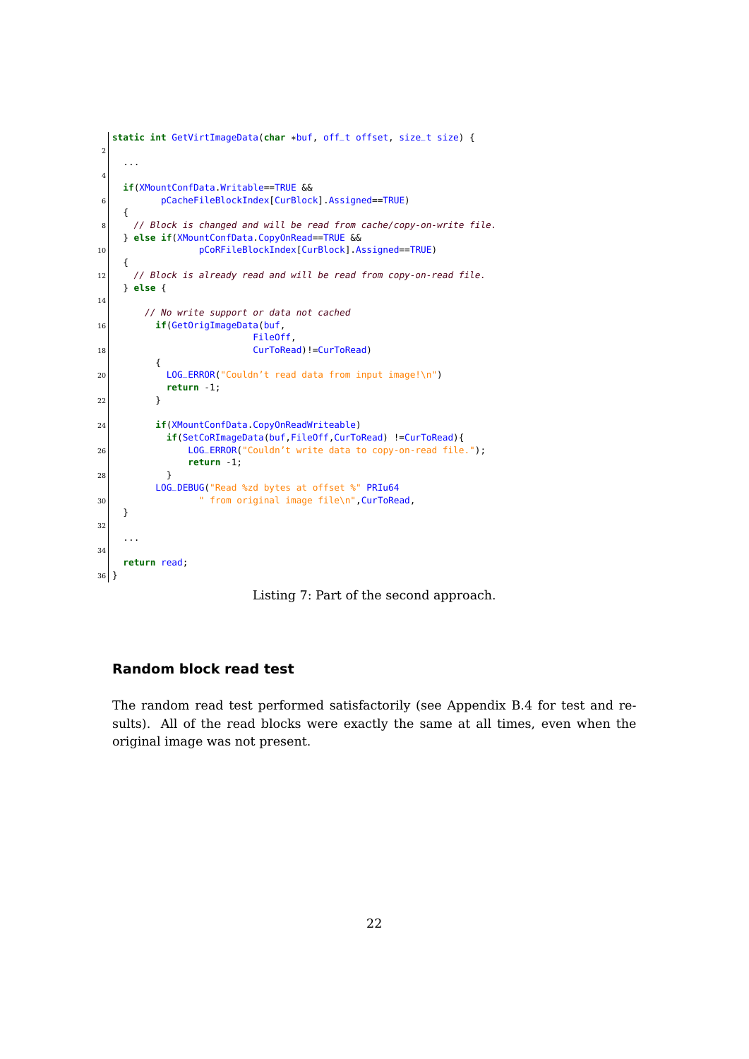```c
static int GetVirtImageData(char *buf, off_t offset, size_t size) {

  ...

  if(XMountConfData.Writable==TRUE &&
        pCacheFileBlockIndex[CurBlock].Assigned==TRUE)
  {
    // Block is changed and will be read from cache/copy-on-write file.
  } else if(XMountConfData.CopyOnRead==TRUE &&
              pCoRFileBlockIndex[CurBlock].Assigned==TRUE)
  {
    // Block is already read and will be read from copy-on-read file.
  } else {

      // No write support or data not cached
        if(GetOrigImageData(buf,
                          FileOff,
                          CurToRead)!=CurToRead)
        {
          LOG_ERROR("Couldn't read data from input image!\n")
          return -1;
        }

        if(XMountConfData.CopyOnReadWriteable)
          if(SetCoRImageData(buf,FileOff,CurToRead) !=CurToRead){
              LOG_ERROR("Couldn't write data to copy-on-read file.");
              return -1;
          }
        LOG_DEBUG("Read %zd bytes at offset %" PRIu64
                " from original image file\n",CurToRead,
  }

  ...

  return read;
}
```

Listing 7: Part of the second approach.

### Random block read test

The random read test performed satisfactorily (see Appendix B.4 for test and results). All of the read blocks were exactly the same at all times, even when the original image was not present.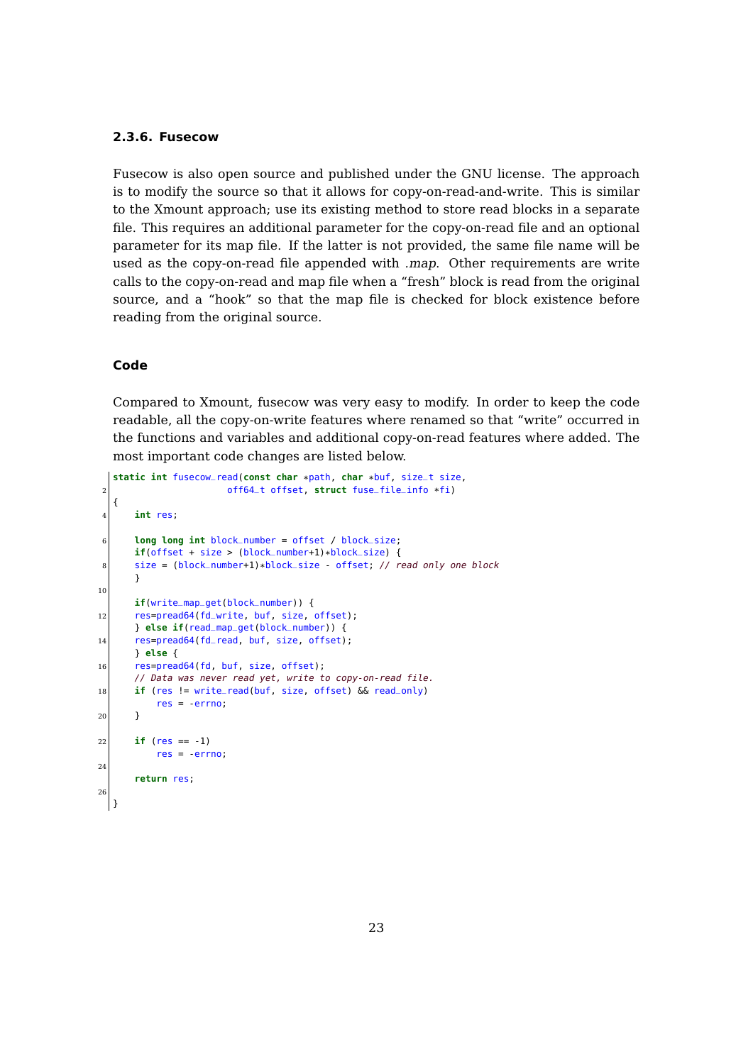### 2.3.6. Fusecow

Fusecow is also open source and published under the GNU license. The approach is to modify the source so that it allows for copy-on-read-and-write. This is similar to the Xmount approach; use its existing method to store read blocks in a separate file. This requires an additional parameter for the copy-on-read file and an optional parameter for its map file. If the latter is not provided, the same file name will be used as the copy-on-read file appended with *.map*. Other requirements are write calls to the copy-on-read and map file when a "fresh" block is read from the original source, and a "hook" so that the map file is checked for block existence before reading from the original source.

#### Code

Compared to Xmount, fusecow was very easy to modify. In order to keep the code readable, all the copy-on-write features where renamed so that "write" occurred in the functions and variables and additional copy-on-read features where added. The most important code changes are listed below.

```
static int fusecow_read(const char *path, char *buf, size_t size,
                     off64_t offset, struct fuse_file_info *fi)
{
    int res;

    long long int block_number = offset / block_size;
    if(offset + size > (block_number+1)*block_size) {
    size = (block_number+1)*block_size - offset; // read only one block
    }

    if(write_map_get(block_number)) {
    res=pread64(fd_write, buf, size, offset);
    } else if(read_map_get(block_number)) {
    res=pread64(fd_read, buf, size, offset);
    } else {
    res=pread64(fd, buf, size, offset);
    // Data was never read yet, write to copy-on-read file.
    if (res != write_read(buf, size, offset) && read_only)
        res = -errno;
    }

    if (res == -1)
        res = -errno;

    return res;

}
```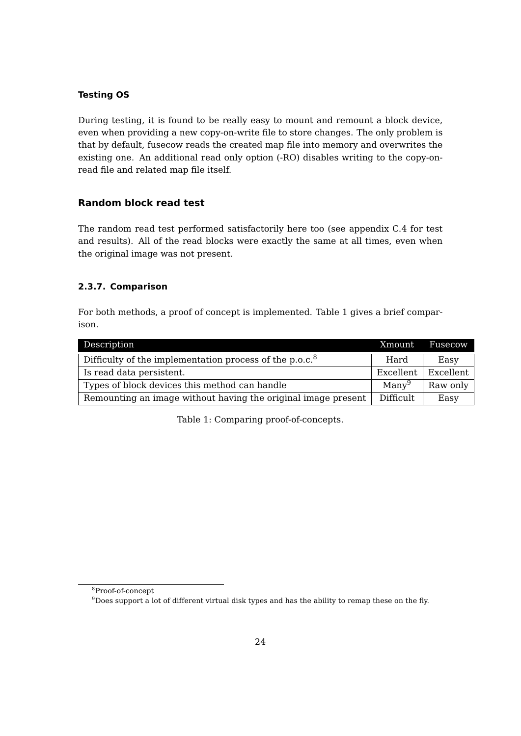#### Testing OS

During testing, it is found to be really easy to mount and remount a block device, even when providing a new copy-on-write file to store changes. The only problem is that by default, fusecow reads the created map file into memory and overwrites the existing one. An additional read only option (-RO) disables writing to the copy-on-read file and related map file itself.

### Random block read test

The random read test performed satisfactorily here too (see appendix C.4 for test and results). All of the read blocks were exactly the same at all times, even when the original image was not present.

#### 2.3.7. Comparison

For both methods, a proof of concept is implemented. Table 1 gives a brief comparison.

| Description | Xmount | Fusecow |
|---|---|---|
| Difficulty of the implementation process of the p.o.c.[8] | Hard | Easy |
| Is read data persistent. | Excellent | Excellent |
| Types of block devices this method can handle | Many[9] | Raw only |
| Remounting an image without having the original image present | Difficult | Easy |

Table 1: Comparing proof-of-concepts.

[8] Proof-of-concept

[9] Does support a lot of different virtual disk types and has the ability to remap these on the fly.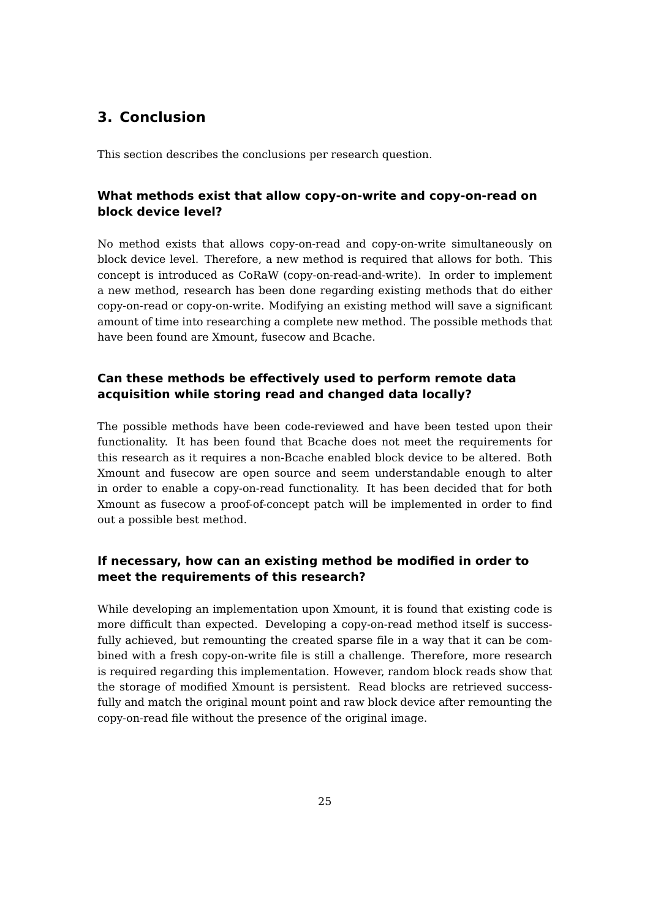# 3. Conclusion

This section describes the conclusions per research question.

### What methods exist that allow copy-on-write and copy-on-read on block device level?

No method exists that allows copy-on-read and copy-on-write simultaneously on block device level. Therefore, a new method is required that allows for both. This concept is introduced as CoRaW (copy-on-read-and-write). In order to implement a new method, research has been done regarding existing methods that do either copy-on-read or copy-on-write. Modifying an existing method will save a significant amount of time into researching a complete new method. The possible methods that have been found are Xmount, fusecow and Bcache.

### Can these methods be effectively used to perform remote data acquisition while storing read and changed data locally?

The possible methods have been code-reviewed and have been tested upon their functionality. It has been found that Bcache does not meet the requirements for this research as it requires a non-Bcache enabled block device to be altered. Both Xmount and fusecow are open source and seem understandable enough to alter in order to enable a copy-on-read functionality. It has been decided that for both Xmount as fusecow a proof-of-concept patch will be implemented in order to find out a possible best method.

### If necessary, how can an existing method be modified in order to meet the requirements of this research?

While developing an implementation upon Xmount, it is found that existing code is more difficult than expected. Developing a copy-on-read method itself is successfully achieved, but remounting the created sparse file in a way that it can be combined with a fresh copy-on-write file is still a challenge. Therefore, more research is required regarding this implementation. However, random block reads show that the storage of modified Xmount is persistent. Read blocks are retrieved successfully and match the original mount point and raw block device after remounting the copy-on-read file without the presence of the original image.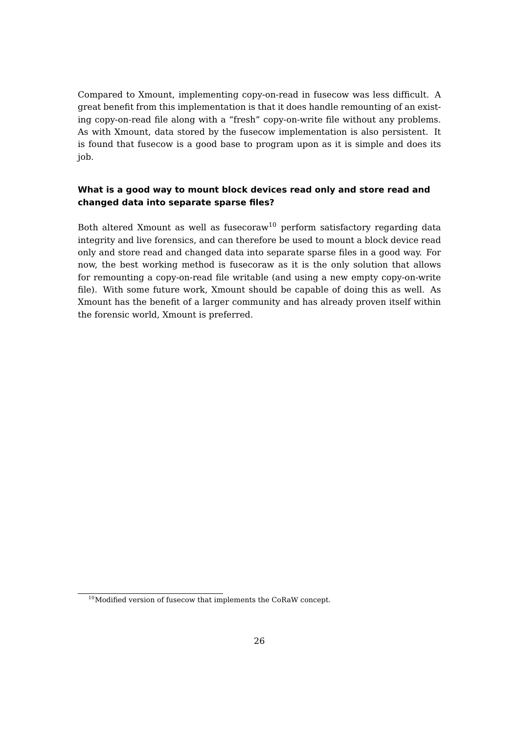Compared to Xmount, implementing copy-on-read in fusecow was less difficult. A great benefit from this implementation is that it does handle remounting of an existing copy-on-read file along with a “fresh” copy-on-write file without any problems. As with Xmount, data stored by the fusecow implementation is also persistent. It is found that fusecow is a good base to program upon as it is simple and does its job.

**What is a good way to mount block devices read only and store read and changed data into separate sparse files?**

Both altered Xmount as well as fusecoraw[10] perform satisfactory regarding data integrity and live forensics, and can therefore be used to mount a block device read only and store read and changed data into separate sparse files in a good way. For now, the best working method is fusecoraw as it is the only solution that allows for remounting a copy-on-read file writable (and using a new empty copy-on-write file). With some future work, Xmount should be capable of doing this as well. As Xmount has the benefit of a larger community and has already proven itself within the forensic world, Xmount is preferred.

[10] Modified version of fusecow that implements the CoRaW concept.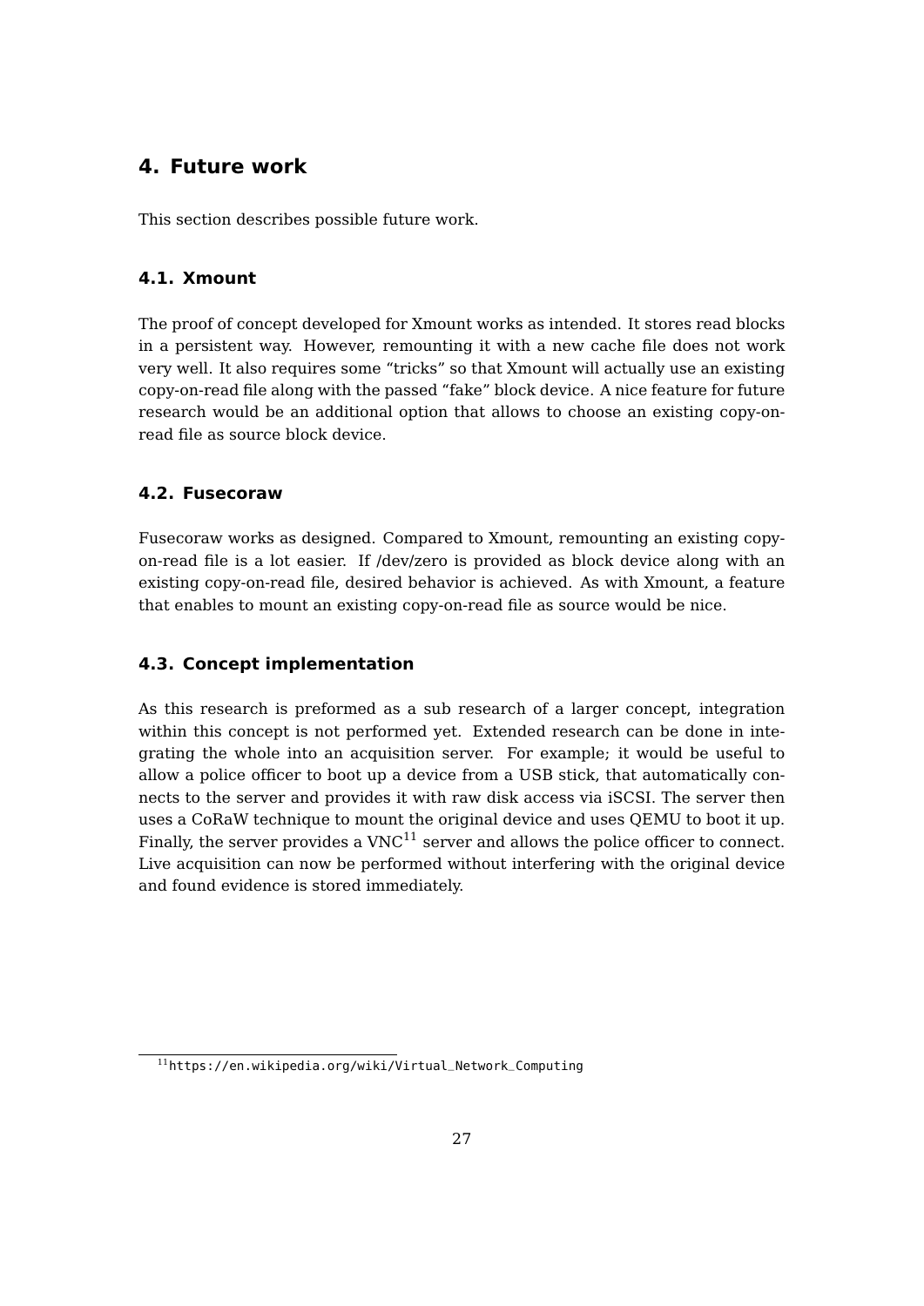# 4. Future work

This section describes possible future work.

## 4.1. Xmount

The proof of concept developed for Xmount works as intended. It stores read blocks in a persistent way. However, remounting it with a new cache file does not work very well. It also requires some "tricks" so that Xmount will actually use an existing copy-on-read file along with the passed "fake" block device. A nice feature for future research would be an additional option that allows to choose an existing copy-on-read file as source block device.

## 4.2. Fusecoraw

Fusecoraw works as designed. Compared to Xmount, remounting an existing copy-on-read file is a lot easier. If /dev/zero is provided as block device along with an existing copy-on-read file, desired behavior is achieved. As with Xmount, a feature that enables to mount an existing copy-on-read file as source would be nice.

## 4.3. Concept implementation

As this research is preformed as a sub research of a larger concept, integration within this concept is not performed yet. Extended research can be done in integrating the whole into an acquisition server. For example; it would be useful to allow a police officer to boot up a device from a USB stick, that automatically connects to the server and provides it with raw disk access via iSCSI. The server then uses a CoRaW technique to mount the original device and uses QEMU to boot it up. Finally, the server provides a VNC[11] server and allows the police officer to connect. Live acquisition can now be performed without interfering with the original device and found evidence is stored immediately.

[11] https://en.wikipedia.org/wiki/Virtual_Network_Computing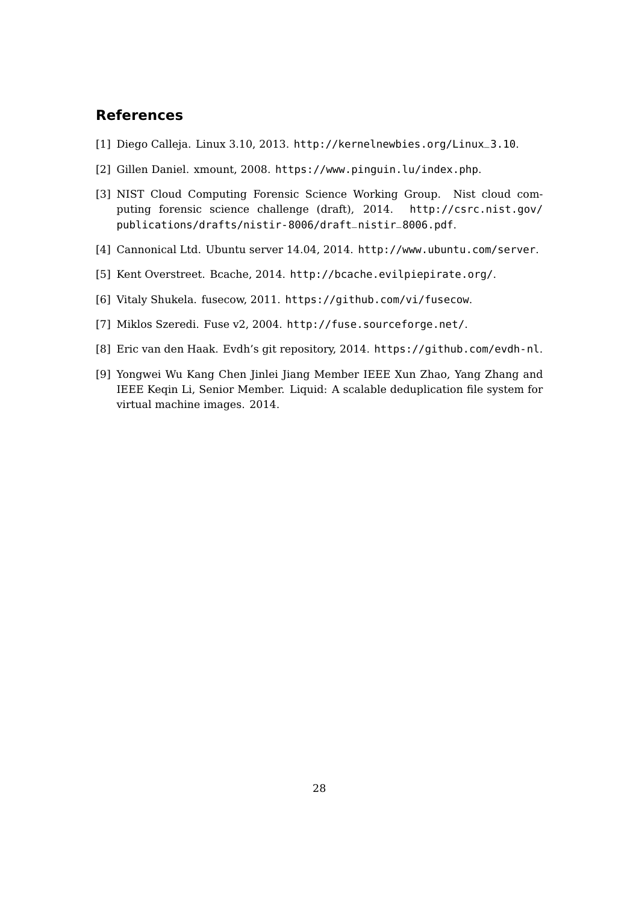## References

[1] Diego Calleja. Linux 3.10, 2013. http://kernelnewbies.org/Linux_3.10.

[2] Gillen Daniel. xmount, 2008. https://www.pinguin.lu/index.php.

[3] NIST Cloud Computing Forensic Science Working Group. Nist cloud computing forensic science challenge (draft), 2014. http://csrc.nist.gov/publications/drafts/nistir-8006/draft_nistir_8006.pdf.

[4] Cannonical Ltd. Ubuntu server 14.04, 2014. http://www.ubuntu.com/server.

[5] Kent Overstreet. Bcache, 2014. http://bcache.evilpiepirate.org/.

[6] Vitaly Shukela. fusecow, 2011. https://github.com/vi/fusecow.

[7] Miklos Szeredi. Fuse v2, 2004. http://fuse.sourceforge.net/.

[8] Eric van den Haak. Evdh's git repository, 2014. https://github.com/evdh-nl.

[9] Yongwei Wu Kang Chen Jinlei Jiang Member IEEE Xun Zhao, Yang Zhang and IEEE Keqin Li, Senior Member. Liquid: A scalable deduplication file system for virtual machine images. 2014.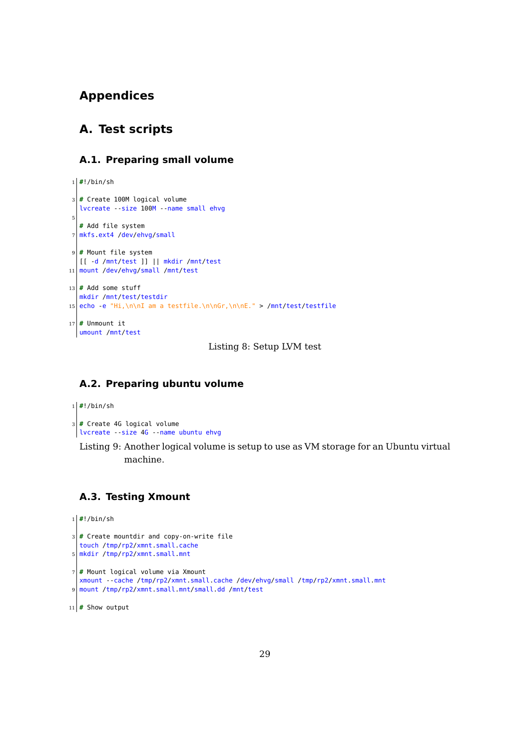# Appendices

## A. Test scripts

### A.1. Preparing small volume

```
#!/bin/sh

# Create 100M logical volume
lvcreate --size 100M --name small ehvg

# Add file system
mkfs.ext4 /dev/ehvg/small

# Mount file system
[[ -d /mnt/test ]] || mkdir /mnt/test
mount /dev/ehvg/small /mnt/test

# Add some stuff
mkdir /mnt/test/testdir
echo -e "Hi,\n\nI am a testfile.\n\nGr,\n\nE." > /mnt/test/testfile

# Unmount it
umount /mnt/test
```

Listing 8: Setup LVM test

### A.2. Preparing ubuntu volume

```
#!/bin/sh

# Create 4G logical volume
lvcreate --size 4G --name ubuntu ehvg
```

Listing 9: Another logical volume is setup to use as VM storage for an Ubuntu virtual machine.

### A.3. Testing Xmount

```
#!/bin/sh

# Create mountdir and copy-on-write file
touch /tmp/rp2/xmnt.small.cache
mkdir /tmp/rp2/xmnt.small.mnt

# Mount logical volume via Xmount
xmount --cache /tmp/rp2/xmnt.small.cache /dev/ehvg/small /tmp/rp2/xmnt.small.mnt
mount /tmp/rp2/xmnt.small.mnt/small.dd /mnt/test

# Show output
```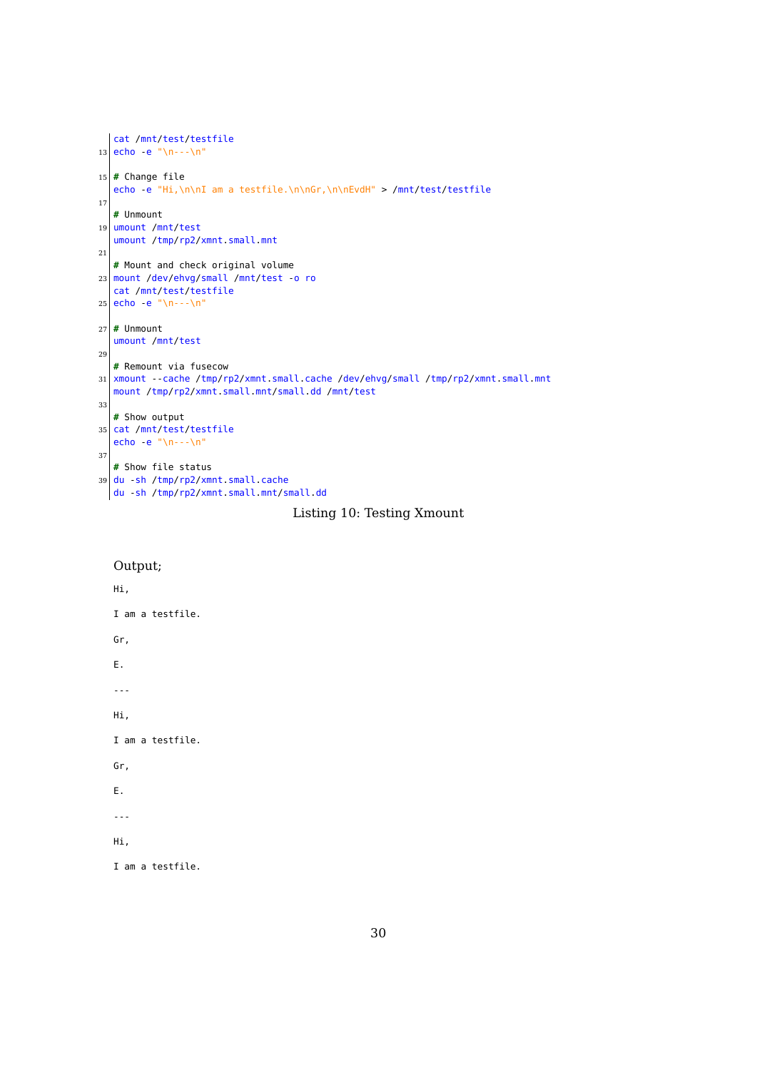```
cat /mnt/test/testfile
echo -e "\n---\n"

# Change file
echo -e "Hi,\n\nI am a testfile.\n\nGr,\n\nEvdH" > /mnt/test/testfile

# Unmount
umount /mnt/test
umount /tmp/rp2/xmnt.small.mnt

# Mount and check original volume
mount /dev/ehvg/small /mnt/test -o ro
cat /mnt/test/testfile
echo -e "\n---\n"

# Unmount
umount /mnt/test

# Remount via fusecow
xmount --cache /tmp/rp2/xmnt.small.cache /dev/ehvg/small /tmp/rp2/xmnt.small.mnt
mount /tmp/rp2/xmnt.small.mnt/small.dd /mnt/test

# Show output
cat /mnt/test/testfile
echo -e "\n---\n"

# Show file status
du -sh /tmp/rp2/xmnt.small.cache
du -sh /tmp/rp2/xmnt.small.mnt/small.dd
```

Listing 10: Testing Xmount

Output;

```
Hi,

I am a testfile.

Gr,

E.

---

Hi,

I am a testfile.

Gr,

E.

---

Hi,

I am a testfile.
```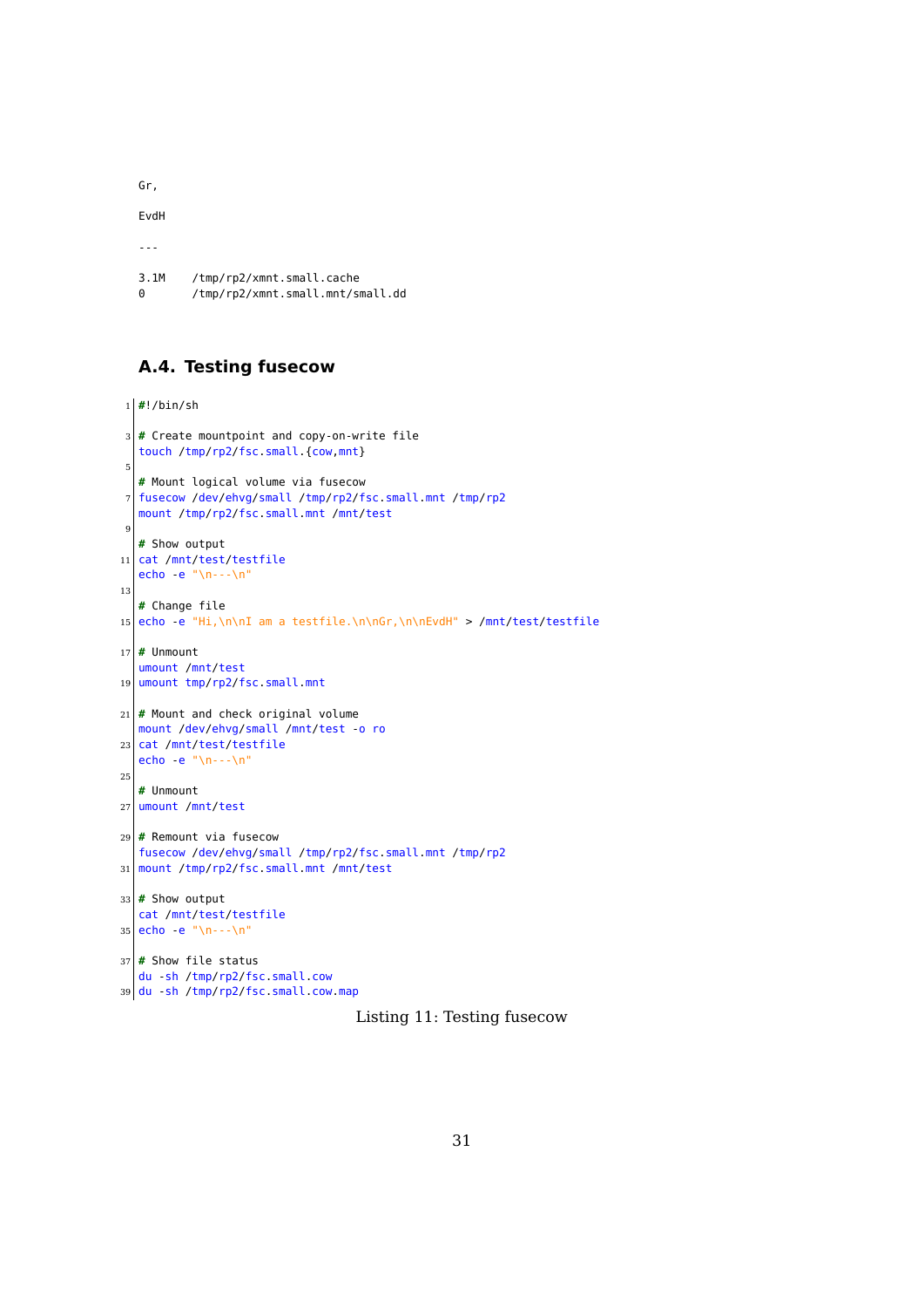```
Gr,

EvdH

---

3.1M    /tmp/rp2/xmnt.small.cache
0       /tmp/rp2/xmnt.small.mnt/small.dd
```

## A.4. Testing fusecow

```sh
#!/bin/sh

# Create mountpoint and copy-on-write file
touch /tmp/rp2/fsc.small.{cow,mnt}

# Mount logical volume via fusecow
fusecow /dev/ehvg/small /tmp/rp2/fsc.small.mnt /tmp/rp2
mount /tmp/rp2/fsc.small.mnt /mnt/test

# Show output
cat /mnt/test/testfile
echo -e "\n---\n"

# Change file
echo -e "Hi,\n\nI am a testfile.\n\nGr,\n\nEvdH" > /mnt/test/testfile

# Unmount
umount /mnt/test
umount tmp/rp2/fsc.small.mnt

# Mount and check original volume
mount /dev/ehvg/small /mnt/test -o ro
cat /mnt/test/testfile
echo -e "\n---\n"

# Unmount
umount /mnt/test

# Remount via fusecow
fusecow /dev/ehvg/small /tmp/rp2/fsc.small.mnt /tmp/rp2
mount /tmp/rp2/fsc.small.mnt /mnt/test

# Show output
cat /mnt/test/testfile
echo -e "\n---\n"

# Show file status
du -sh /tmp/rp2/fsc.small.cow
du -sh /tmp/rp2/fsc.small.cow.map
```

Listing 11: Testing fusecow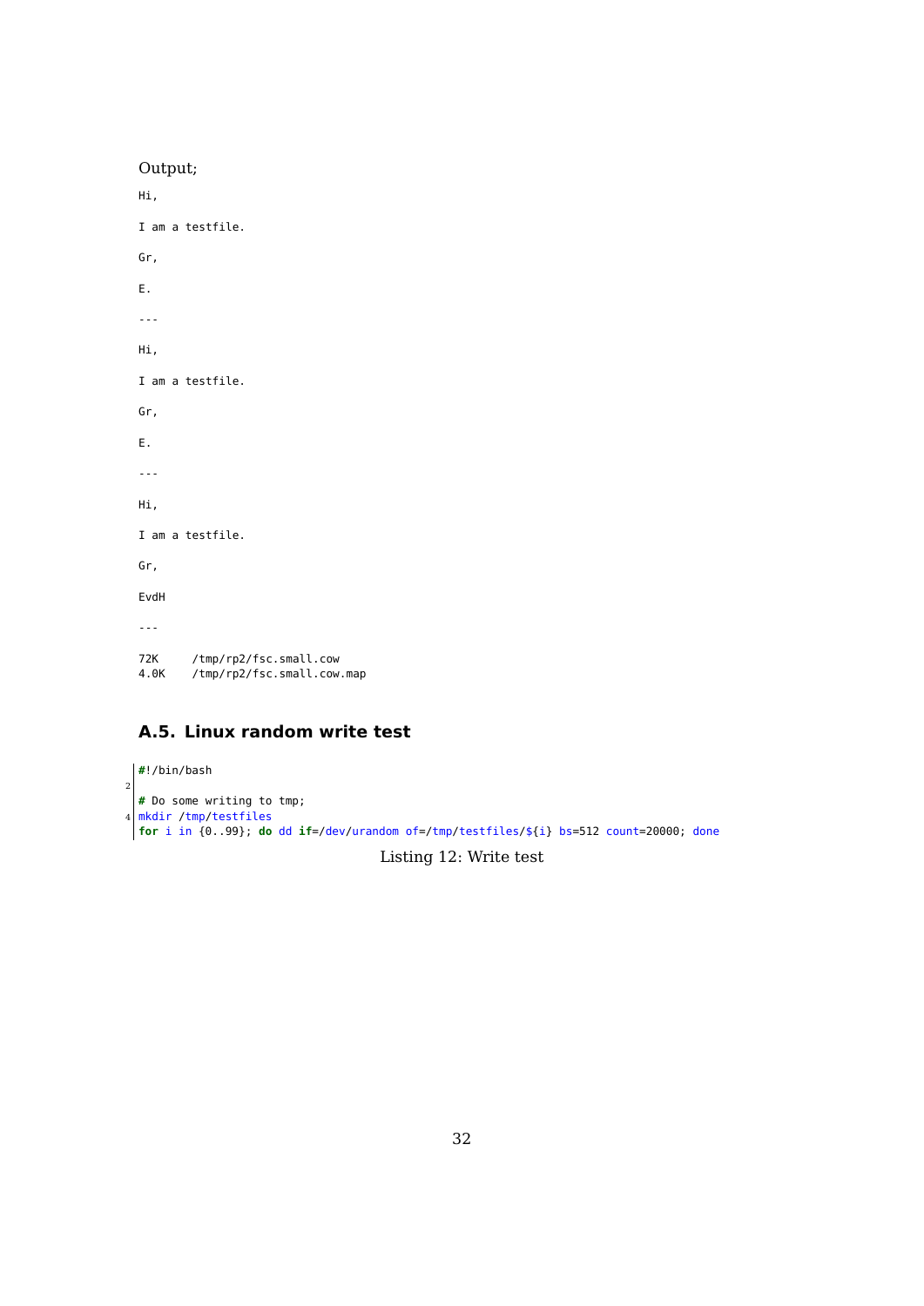Output;

```
Hi,

I am a testfile.

Gr,

E.

---

Hi,

I am a testfile.

Gr,

E.

---

Hi,

I am a testfile.

Gr,

EvdH

---

72K     /tmp/rp2/fsc.small.cow
4.0K    /tmp/rp2/fsc.small.cow.map
```

## A.5. Linux random write test

```bash
#!/bin/bash

# Do some writing to tmp;
mkdir /tmp/testfiles
for i in {0..99}; do dd if=/dev/urandom of=/tmp/testfiles/${i} bs=512 count=20000; done
```

Listing 12: Write test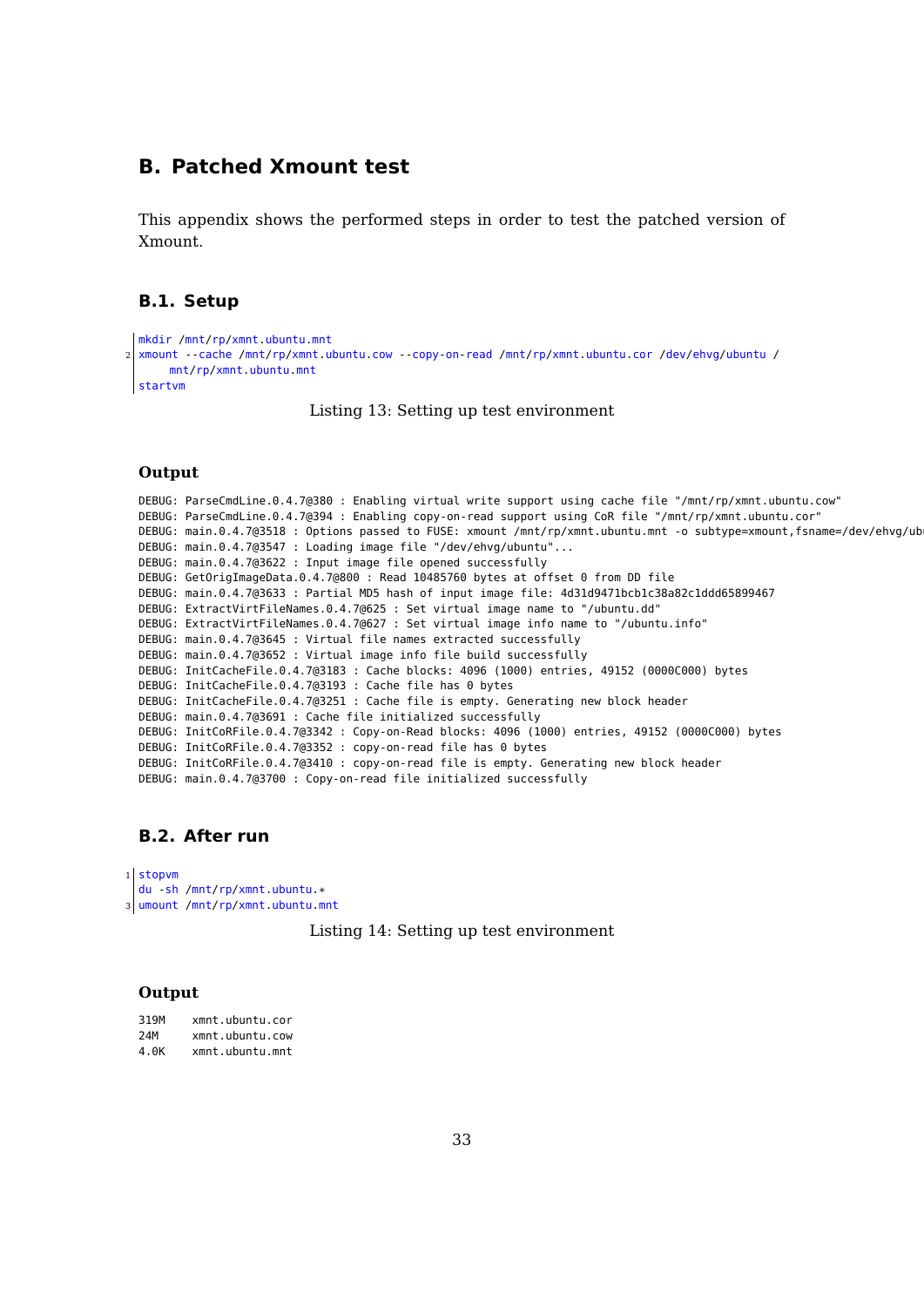# B. Patched Xmount test

This appendix shows the performed steps in order to test the patched version of Xmount.

## B.1. Setup

```
mkdir /mnt/rp/xmnt.ubuntu.mnt
xmount --cache /mnt/rp/xmnt.ubuntu.cow --copy-on-read /mnt/rp/xmnt.ubuntu.cor /dev/ehvg/ubuntu /
    mnt/rp/xmnt.ubuntu.mnt
startvm
```

Listing 13: Setting up test environment

#### Output

```
DEBUG: ParseCmdLine.0.4.7@380 : Enabling virtual write support using cache file "/mnt/rp/xmnt.ubuntu.cow"
DEBUG: ParseCmdLine.0.4.7@394 : Enabling copy-on-read support using CoR file "/mnt/rp/xmnt.ubuntu.cor"
DEBUG: main.0.4.7@3518 : Options passed to FUSE: xmount /mnt/rp/xmnt.ubuntu.mnt -o subtype=xmount,fsname=/dev/ehvg/ubu
DEBUG: main.0.4.7@3547 : Loading image file "/dev/ehvg/ubuntu"...
DEBUG: main.0.4.7@3622 : Input image file opened successfully
DEBUG: GetOrigImageData.0.4.7@800 : Read 10485760 bytes at offset 0 from DD file
DEBUG: main.0.4.7@3633 : Partial MD5 hash of input image file: 4d31d9471bcb1c38a82c1ddd65899467
DEBUG: ExtractVirtFileNames.0.4.7@625 : Set virtual image name to "/ubuntu.dd"
DEBUG: ExtractVirtFileNames.0.4.7@627 : Set virtual image info name to "/ubuntu.info"
DEBUG: main.0.4.7@3645 : Virtual file names extracted successfully
DEBUG: main.0.4.7@3652 : Virtual image info file build successfully
DEBUG: InitCacheFile.0.4.7@3183 : Cache blocks: 4096 (1000) entries, 49152 (0000C000) bytes
DEBUG: InitCacheFile.0.4.7@3193 : Cache file has 0 bytes
DEBUG: InitCacheFile.0.4.7@3251 : Cache file is empty. Generating new block header
DEBUG: main.0.4.7@3691 : Cache file initialized successfully
DEBUG: InitCoRFile.0.4.7@3342 : Copy-on-Read blocks: 4096 (1000) entries, 49152 (0000C000) bytes
DEBUG: InitCoRFile.0.4.7@3352 : copy-on-read file has 0 bytes
DEBUG: InitCoRFile.0.4.7@3410 : copy-on-read file is empty. Generating new block header
DEBUG: main.0.4.7@3700 : Copy-on-Read file initialized successfully
```

## B.2. After run

```
stopvm
du -sh /mnt/rp/xmnt.ubuntu.*
umount /mnt/rp/xmnt.ubuntu.mnt
```

Listing 14: Setting up test environment

#### Output

```
319M    xmnt.ubuntu.cor
24M     xmnt.ubuntu.cow
4.0K    xmnt.ubuntu.mnt
```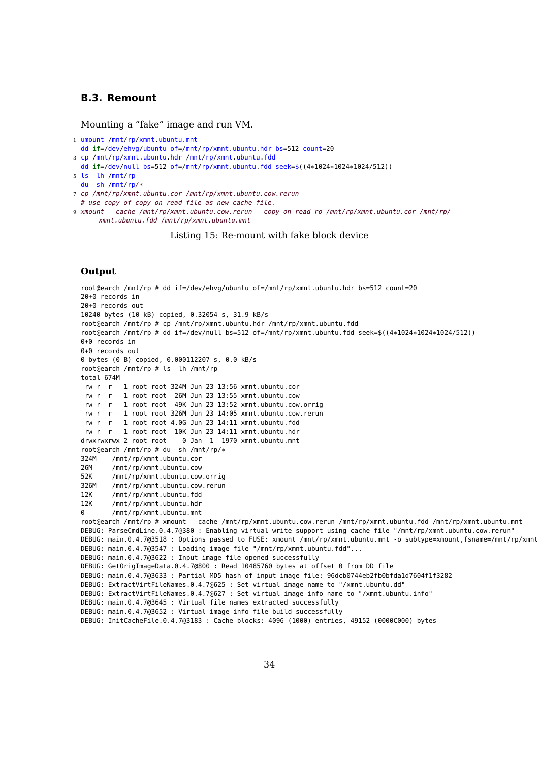### B.3. Remount

Mounting a "fake" image and run VM.

```
umount /mnt/rp/xmnt.ubuntu.mnt
dd if=/dev/ehvg/ubuntu of=/mnt/rp/xmnt.ubuntu.hdr bs=512 count=20
cp /mnt/rp/xmnt.ubuntu.hdr /mnt/rp/xmnt.ubuntu.fdd
dd if=/dev/null bs=512 of=/mnt/rp/xmnt.ubuntu.fdd seek=$((4*1024*1024*1024/512))
ls -lh /mnt/rp
du -sh /mnt/rp/*
cp /mnt/rp/xmnt.ubuntu.cor /mnt/rp/xmnt.ubuntu.cow.rerun
# use copy of copy-on-read file as new cache file.
xmount --cache /mnt/rp/xmnt.ubuntu.cow.rerun --copy-on-read-ro /mnt/rp/xmnt.ubuntu.cor /mnt/rp/
    xmnt.ubuntu.fdd /mnt/rp/xmnt.ubuntu.mnt
```

Listing 15: Re-mount with fake block device

#### Output

```
root@earch /mnt/rp # dd if=/dev/ehvg/ubuntu of=/mnt/rp/xmnt.ubuntu.hdr bs=512 count=20
20+0 records in
20+0 records out
10240 bytes (10 kB) copied, 0.32054 s, 31.9 kB/s
root@earch /mnt/rp # cp /mnt/rp/xmnt.ubuntu.hdr /mnt/rp/xmnt.ubuntu.fdd
root@earch /mnt/rp # dd if=/dev/null bs=512 of=/mnt/rp/xmnt.ubuntu.fdd seek=$((4*1024*1024*1024/512))
0+0 records in
0+0 records out
0 bytes (0 B) copied, 0.000112207 s, 0.0 kB/s
root@earch /mnt/rp # ls -lh /mnt/rp
total 674M
-rw-r--r-- 1 root root 324M Jun 23 13:56 xmnt.ubuntu.cor
-rw-r--r-- 1 root root  26M Jun 23 13:55 xmnt.ubuntu.cow
-rw-r--r-- 1 root root  49K Jun 23 13:52 xmnt.ubuntu.cow.orrig
-rw-r--r-- 1 root root 326M Jun 23 14:05 xmnt.ubuntu.cow.rerun
-rw-r--r-- 1 root root 4.0G Jun 23 14:11 xmnt.ubuntu.fdd
-rw-r--r-- 1 root root  10K Jun 23 14:11 xmnt.ubuntu.hdr
drwxrwxrwx 2 root root    0 Jan  1  1970 xmnt.ubuntu.mnt
root@earch /mnt/rp # du -sh /mnt/rp/*
324M    /mnt/rp/xmnt.ubuntu.cor
26M     /mnt/rp/xmnt.ubuntu.cow
52K     /mnt/rp/xmnt.ubuntu.cow.orrig
326M    /mnt/rp/xmnt.ubuntu.cow.rerun
12K     /mnt/rp/xmnt.ubuntu.fdd
12K     /mnt/rp/xmnt.ubuntu.hdr
0       /mnt/rp/xmnt.ubuntu.mnt
root@earch /mnt/rp # xmount --cache /mnt/rp/xmnt.ubuntu.cow.rerun /mnt/rp/xmnt.ubuntu.fdd /mnt/rp/xmnt.ubuntu.mnt
DEBUG: ParseCmdLine.0.4.7@380 : Enabling virtual write support using cache file "/mnt/rp/xmnt.ubuntu.cow.rerun"
DEBUG: main.0.4.7@3518 : Options passed to FUSE: xmount /mnt/rp/xmnt.ubuntu.mnt -o subtype=xmount,fsname=/mnt/rp/xmnt
DEBUG: main.0.4.7@3547 : Loading image file "/mnt/rp/xmnt.ubuntu.fdd"...
DEBUG: main.0.4.7@3622 : Input image file opened successfully
DEBUG: GetOrigImageData.0.4.7@800 : Read 10485760 bytes at offset 0 from DD file
DEBUG: main.0.4.7@3633 : Partial MD5 hash of input image file: 96dcb0744eb2fb0bfda1d7604f1f3282
DEBUG: ExtractVirtFileNames.0.4.7@625 : Set virtual image name to "/xmnt.ubuntu.dd"
DEBUG: ExtractVirtFileNames.0.4.7@627 : Set virtual image info name to "/xmnt.ubuntu.info"
DEBUG: main.0.4.7@3645 : Virtual file names extracted successfully
DEBUG: main.0.4.7@3652 : Virtual image info file build successfully
DEBUG: InitCacheFile.0.4.7@3183 : Cache blocks: 4096 (1000) entries, 49152 (0000C000) bytes
```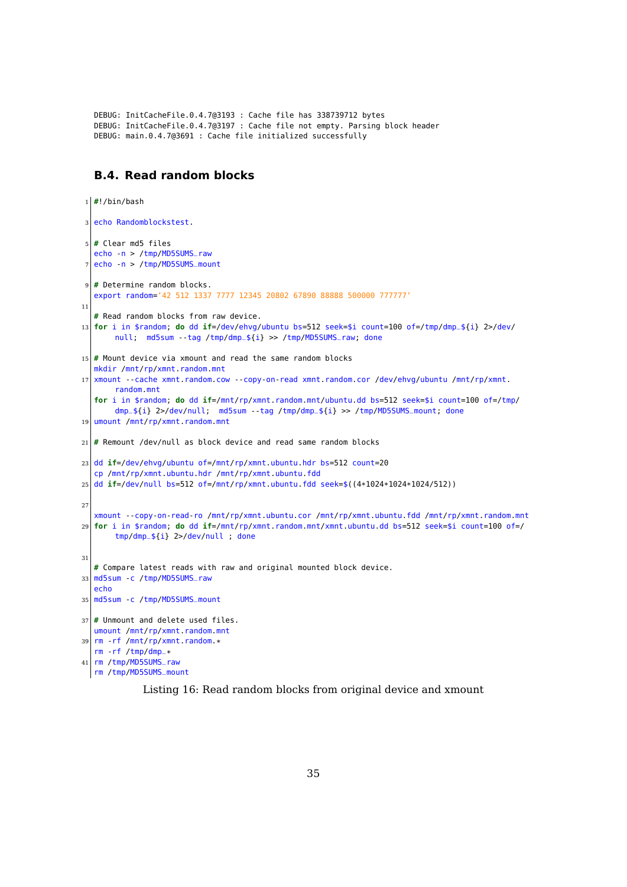```
DEBUG: InitCacheFile.0.4.7@3193 : Cache file has 338739712 bytes
DEBUG: InitCacheFile.0.4.7@3197 : Cache file not empty. Parsing block header
DEBUG: main.0.4.7@3691 : Cache file initialized successfully
```

## B.4. Read random blocks

```
#!/bin/bash

echo Randomblockstest.

# Clear md5 files
echo -n > /tmp/MD5SUMS_raw
echo -n > /tmp/MD5SUMS_mount

# Determine random blocks.
export random='42 512 1337 7777 12345 20802 67890 88888 500000 777777'

# Read random blocks from raw device.
for i in $random; do dd if=/dev/ehvg/ubuntu bs=512 seek=$i count=100 of=/tmp/dmp_${i} 2>/dev/null;  md5sum --tag /tmp/dmp_${i} >> /tmp/MD5SUMS_raw; done

# Mount device via xmount and read the same random blocks
mkdir /mnt/rp/xmnt.random.mnt
xmount --cache xmnt.random.cow --copy-on-read xmnt.random.cor /dev/ehvg/ubuntu /mnt/rp/xmnt.random.mnt
for i in $random; do dd if=/mnt/rp/xmnt.random.mnt/ubuntu.dd bs=512 seek=$i count=100 of=/tmp/dmp_${i} 2>/dev/null;  md5sum --tag /tmp/dmp_${i} >> /tmp/MD5SUMS_mount; done
umount /mnt/rp/xmnt.random.mnt

# Remount /dev/null as block device and read same random blocks

dd if=/dev/ehvg/ubuntu of=/mnt/rp/xmnt.ubuntu.hdr bs=512 count=20
cp /mnt/rp/xmnt.ubuntu.hdr /mnt/rp/xmnt.ubuntu.fdd
dd if=/dev/null bs=512 of=/mnt/rp/xmnt.ubuntu.fdd seek=$((4*1024*1024*1024/512))


xmount --copy-on-read-ro /mnt/rp/xmnt.ubuntu.cor /mnt/rp/xmnt.ubuntu.fdd /mnt/rp/xmnt.random.mnt
for i in $random; do dd if=/mnt/rp/xmnt.random.mnt/xmnt.ubuntu.dd bs=512 seek=$i count=100 of=/tmp/dmp_${i} 2>/dev/null ; done


# Compare latest reads with raw and original mounted block device.
md5sum -c /tmp/MD5SUMS_raw
echo
md5sum -c /tmp/MD5SUMS_mount

# Unmount and delete used files.
umount /mnt/rp/xmnt.random.mnt
rm -rf /mnt/rp/xmnt.random.*
rm -rf /tmp/dmp_*
rm /tmp/MD5SUMS_raw
rm /tmp/MD5SUMS_mount
```

Listing 16: Read random blocks from original device and xmount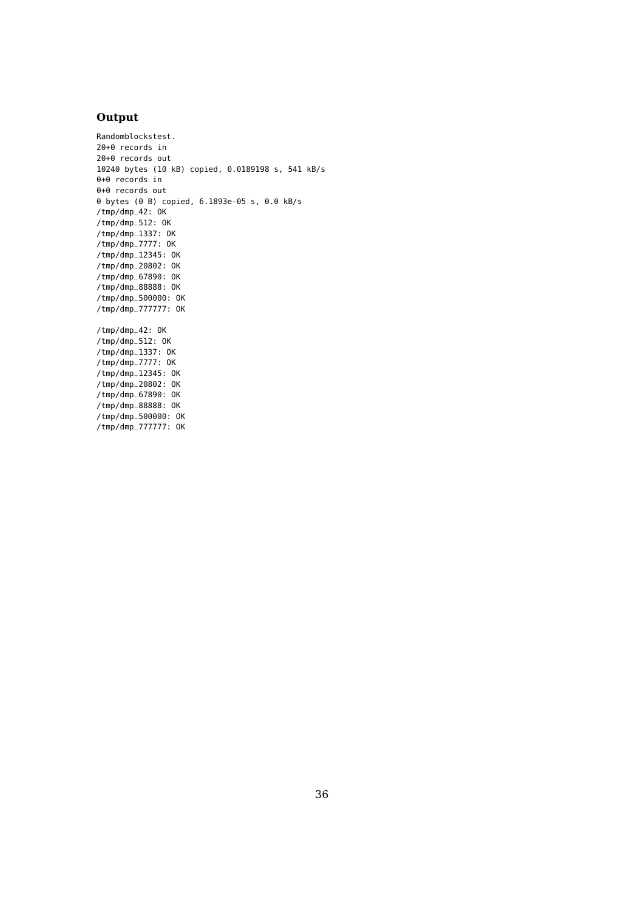### Output

```
Randomblockstest.
20+0 records in
20+0 records out
10240 bytes (10 kB) copied, 0.0189198 s, 541 kB/s
0+0 records in
0+0 records out
0 bytes (0 B) copied, 6.1893e-05 s, 0.0 kB/s
/tmp/dmp_42: OK
/tmp/dmp_512: OK
/tmp/dmp_1337: OK
/tmp/dmp_7777: OK
/tmp/dmp_12345: OK
/tmp/dmp_20802: OK
/tmp/dmp_67890: OK
/tmp/dmp_88888: OK
/tmp/dmp_500000: OK
/tmp/dmp_777777: OK

/tmp/dmp_42: OK
/tmp/dmp_512: OK
/tmp/dmp_1337: OK
/tmp/dmp_7777: OK
/tmp/dmp_12345: OK
/tmp/dmp_20802: OK
/tmp/dmp_67890: OK
/tmp/dmp_88888: OK
/tmp/dmp_500000: OK
/tmp/dmp_777777: OK
```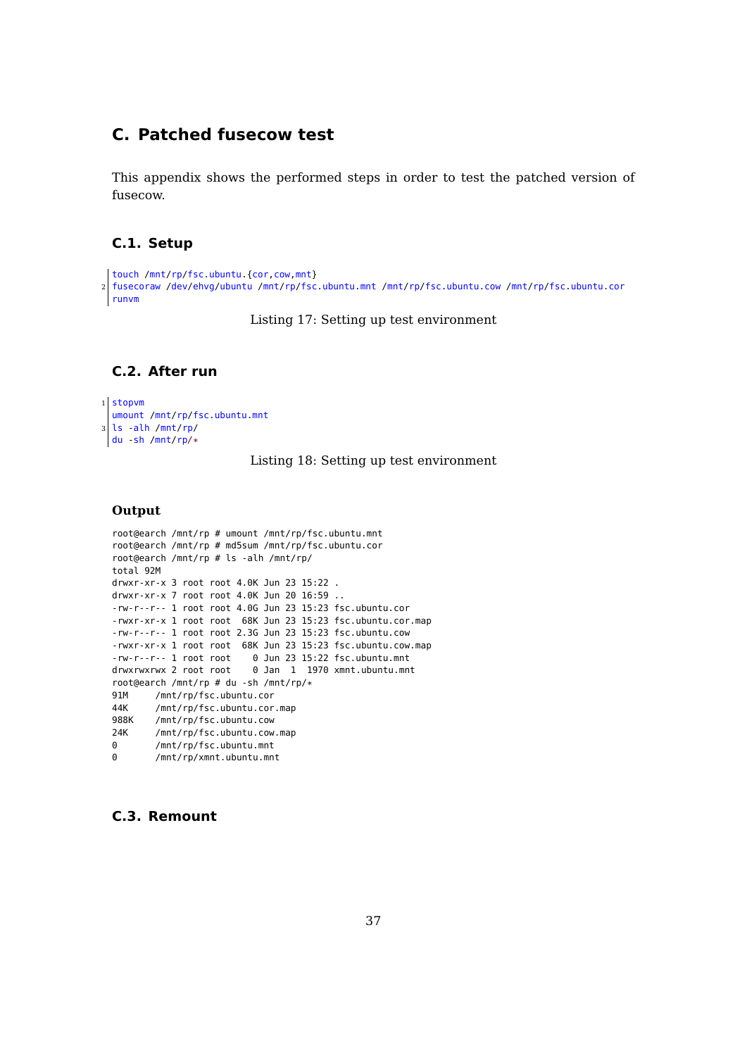# C. Patched fusecow test

This appendix shows the performed steps in order to test the patched version of fusecow.

## C.1. Setup

```
touch /mnt/rp/fsc.ubuntu.{cor,cow,mnt}
fusecoraw /dev/ehvg/ubuntu /mnt/rp/fsc.ubuntu.mnt /mnt/rp/fsc.ubuntu.cow /mnt/rp/fsc.ubuntu.cor
runvm
```

Listing 17: Setting up test environment

## C.2. After run

```
stopvm
umount /mnt/rp/fsc.ubuntu.mnt
ls -alh /mnt/rp/
du -sh /mnt/rp/*
```

Listing 18: Setting up test environment

### Output

```
root@earch /mnt/rp # umount /mnt/rp/fsc.ubuntu.mnt
root@earch /mnt/rp # md5sum /mnt/rp/fsc.ubuntu.cor
root@earch /mnt/rp # ls -alh /mnt/rp/
total 92M
drwxr-xr-x 3 root root 4.0K Jun 23 15:22 .
drwxr-xr-x 7 root root 4.0K Jun 20 16:59 ..
-rw-r--r-- 1 root root 4.0G Jun 23 15:23 fsc.ubuntu.cor
-rwxr-xr-x 1 root root  68K Jun 23 15:23 fsc.ubuntu.cor.map
-rw-r--r-- 1 root root 2.3G Jun 23 15:23 fsc.ubuntu.cow
-rwxr-xr-x 1 root root  68K Jun 23 15:23 fsc.ubuntu.cow.map
-rw-r--r-- 1 root root    0 Jun 23 15:22 fsc.ubuntu.mnt
drwxrwxrwx 2 root root    0 Jan  1  1970 xmnt.ubuntu.mnt
root@earch /mnt/rp # du -sh /mnt/rp/*
91M     /mnt/rp/fsc.ubuntu.cor
44K     /mnt/rp/fsc.ubuntu.cor.map
988K    /mnt/rp/fsc.ubuntu.cow
24K     /mnt/rp/fsc.ubuntu.cow.map
0       /mnt/rp/fsc.ubuntu.mnt
0       /mnt/rp/xmnt.ubuntu.mnt
```

## C.3. Remount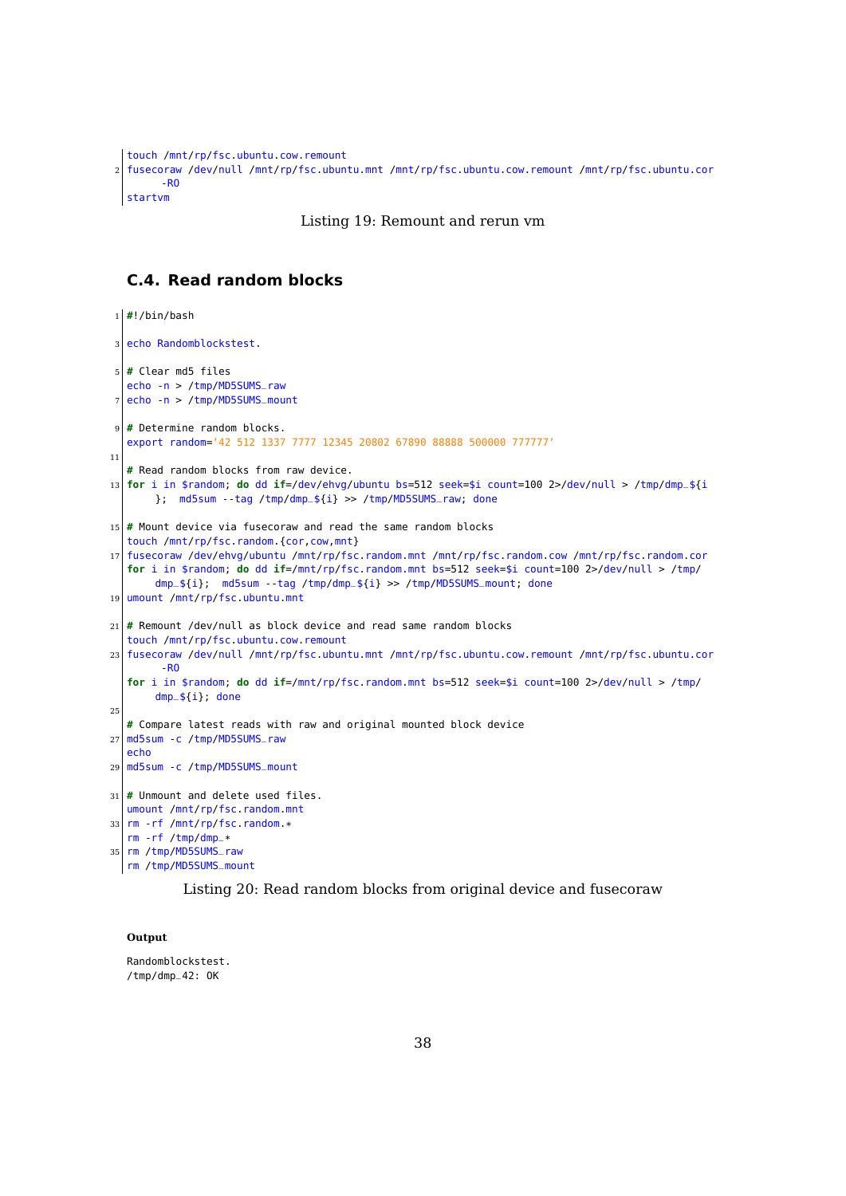```
touch /mnt/rp/fsc.ubuntu.cow.remount
fusecoraw /dev/null /mnt/rp/fsc.ubuntu.mnt /mnt/rp/fsc.ubuntu.cow.remount /mnt/rp/fsc.ubuntu.cor
      -RO
startvm
```

Listing 19: Remount and rerun vm

## C.4. Read random blocks

```
#!/bin/bash

echo Randomblockstest.

# Clear md5 files
echo -n > /tmp/MD5SUMS_raw
echo -n > /tmp/MD5SUMS_mount

# Determine random blocks.
export random='42 512 1337 7777 12345 20802 67890 88888 500000 777777'

# Read random blocks from raw device.
for i in $random; do dd if=/dev/ehvg/ubuntu bs=512 seek=$i count=100 2>/dev/null > /tmp/dmp_${i
     };  md5sum --tag /tmp/dmp_${i} >> /tmp/MD5SUMS_raw; done

# Mount device via fusecoraw and read the same random blocks
touch /mnt/rp/fsc.random.{cor,cow,mnt}
fusecoraw /dev/ehvg/ubuntu /mnt/rp/fsc.random.mnt /mnt/rp/fsc.random.cow /mnt/rp/fsc.random.cor
for i in $random; do dd if=/mnt/rp/fsc.random.mnt bs=512 seek=$i count=100 2>/dev/null > /tmp/
     dmp_${i};  md5sum --tag /tmp/dmp_${i} >> /tmp/MD5SUMS_mount; done
umount /mnt/rp/fsc.ubuntu.mnt

# Remount /dev/null as block device and read same random blocks
touch /mnt/rp/fsc.ubuntu.cow.remount
fusecoraw /dev/null /mnt/rp/fsc.ubuntu.mnt /mnt/rp/fsc.ubuntu.cow.remount /mnt/rp/fsc.ubuntu.cor
      -RO
for i in $random; do dd if=/mnt/rp/fsc.random.mnt bs=512 seek=$i count=100 2>/dev/null > /tmp/
     dmp_${i}; done

# Compare latest reads with raw and original mounted block device
md5sum -c /tmp/MD5SUMS_raw
echo
md5sum -c /tmp/MD5SUMS_mount

# Unmount and delete used files.
umount /mnt/rp/fsc.random.mnt
rm -rf /mnt/rp/fsc.random.*
rm -rf /tmp/dmp_*
rm /tmp/MD5SUMS_raw
rm /tmp/MD5SUMS_mount
```

Listing 20: Read random blocks from original device and fusecoraw

**Output**

```
Randomblockstest.
/tmp/dmp_42: OK
```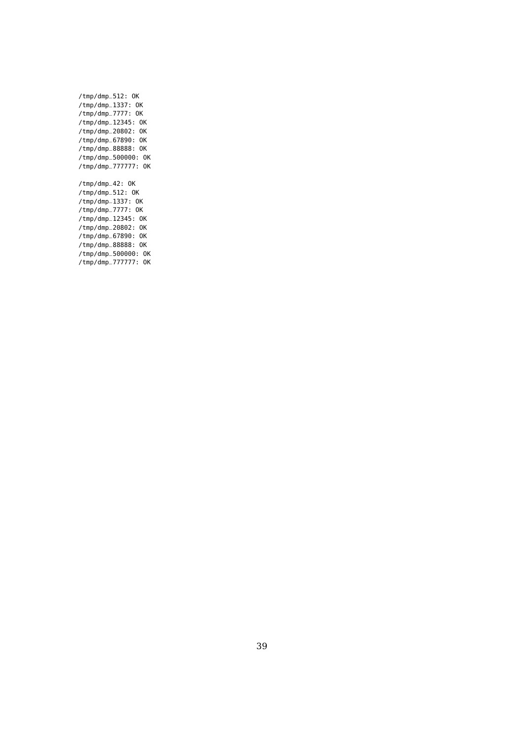```
/tmp/dmp_512: OK
/tmp/dmp_1337: OK
/tmp/dmp_7777: OK
/tmp/dmp_12345: OK
/tmp/dmp_20802: OK
/tmp/dmp_67890: OK
/tmp/dmp_88888: OK
/tmp/dmp_500000: OK
/tmp/dmp_777777: OK

/tmp/dmp_42: OK
/tmp/dmp_512: OK
/tmp/dmp_1337: OK
/tmp/dmp_7777: OK
/tmp/dmp_12345: OK
/tmp/dmp_20802: OK
/tmp/dmp_67890: OK
/tmp/dmp_88888: OK
/tmp/dmp_500000: OK
/tmp/dmp_777777: OK
```